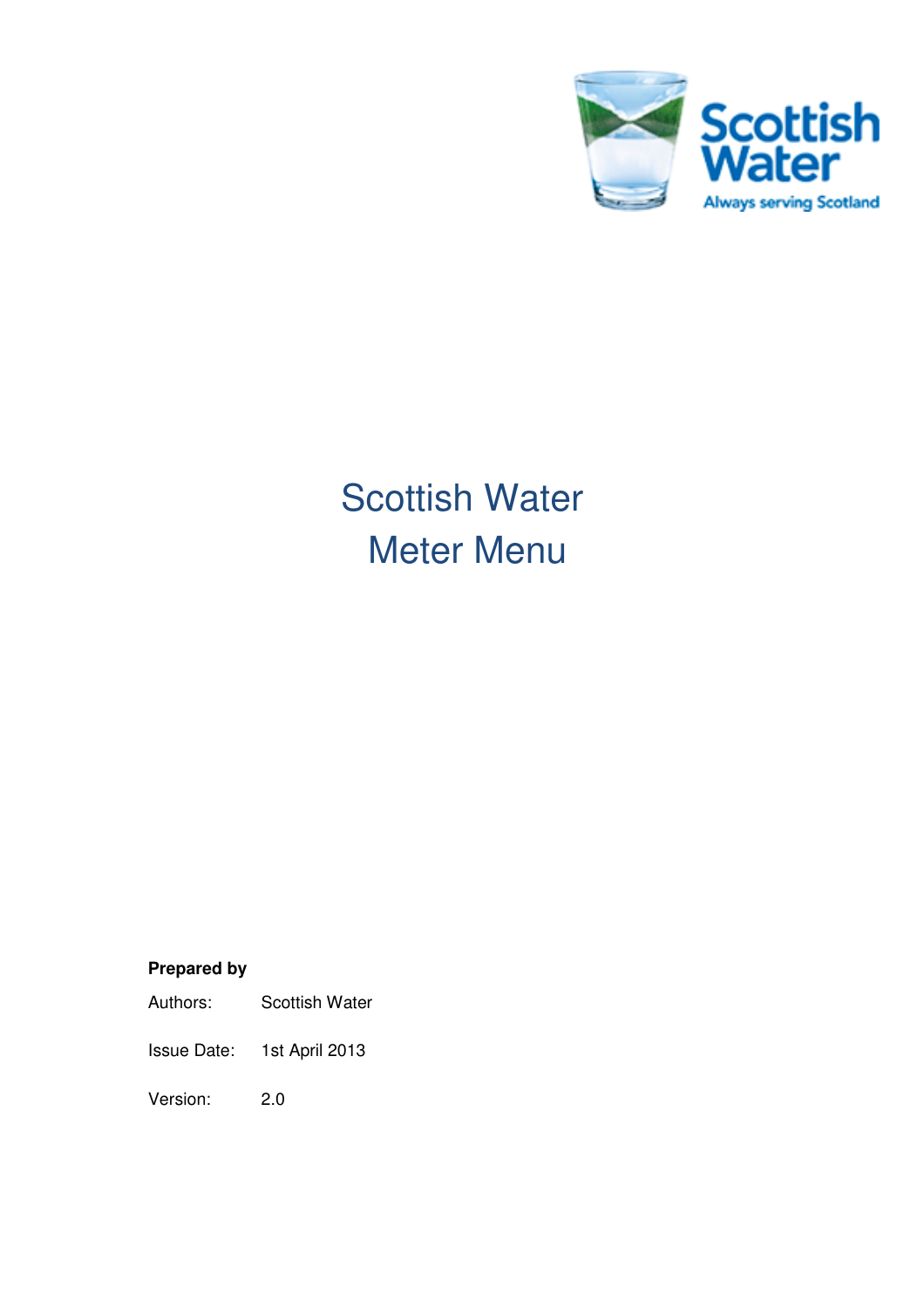# Scottish Water Meter Menu

**Prepared by**

Authors: Scottish Water

Issue Date: 1st April 2013

Version: 2.0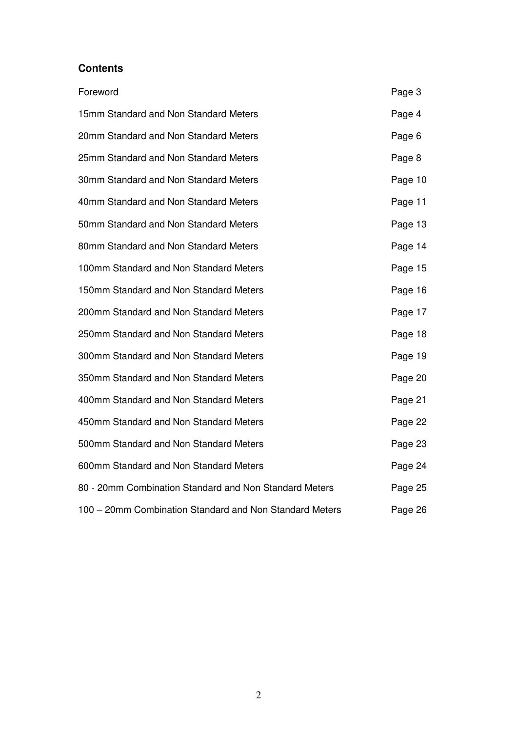## Contents

| | |
|---|---|
| Foreword | Page 3 |
| 15mm Standard and Non Standard Meters | Page 4 |
| 20mm Standard and Non Standard Meters | Page 6 |
| 25mm Standard and Non Standard Meters | Page 8 |
| 30mm Standard and Non Standard Meters | Page 10 |
| 40mm Standard and Non Standard Meters | Page 11 |
| 50mm Standard and Non Standard Meters | Page 13 |
| 80mm Standard and Non Standard Meters | Page 14 |
| 100mm Standard and Non Standard Meters | Page 15 |
| 150mm Standard and Non Standard Meters | Page 16 |
| 200mm Standard and Non Standard Meters | Page 17 |
| 250mm Standard and Non Standard Meters | Page 18 |
| 300mm Standard and Non Standard Meters | Page 19 |
| 350mm Standard and Non Standard Meters | Page 20 |
| 400mm Standard and Non Standard Meters | Page 21 |
| 450mm Standard and Non Standard Meters | Page 22 |
| 500mm Standard and Non Standard Meters | Page 23 |
| 600mm Standard and Non Standard Meters | Page 24 |
| 80 - 20mm Combination Standard and Non Standard Meters | Page 25 |
| 100 – 20mm Combination Standard and Non Standard Meters | Page 26 |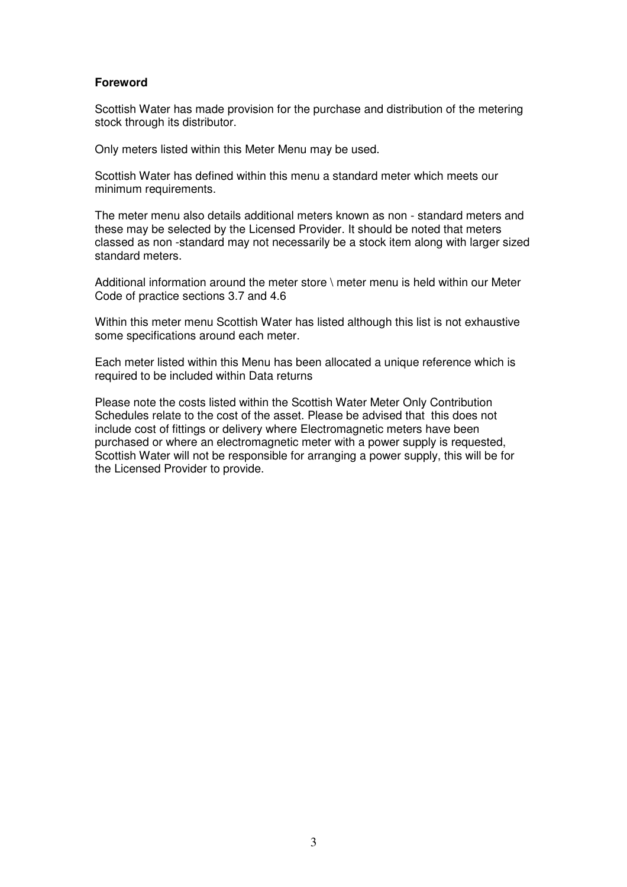**Foreword**

Scottish Water has made provision for the purchase and distribution of the metering stock through its distributor.

Only meters listed within this Meter Menu may be used.

Scottish Water has defined within this menu a standard meter which meets our minimum requirements.

The meter menu also details additional meters known as non - standard meters and these may be selected by the Licensed Provider. It should be noted that meters classed as non -standard may not necessarily be a stock item along with larger sized standard meters.

Additional information around the meter store \ meter menu is held within our Meter Code of practice sections 3.7 and 4.6

Within this meter menu Scottish Water has listed although this list is not exhaustive some specifications around each meter.

Each meter listed within this Menu has been allocated a unique reference which is required to be included within Data returns

Please note the costs listed within the Scottish Water Meter Only Contribution Schedules relate to the cost of the asset. Please be advised that this does not include cost of fittings or delivery where Electromagnetic meters have been purchased or where an electromagnetic meter with a power supply is requested, Scottish Water will not be responsible for arranging a power supply, this will be for the Licensed Provider to provide.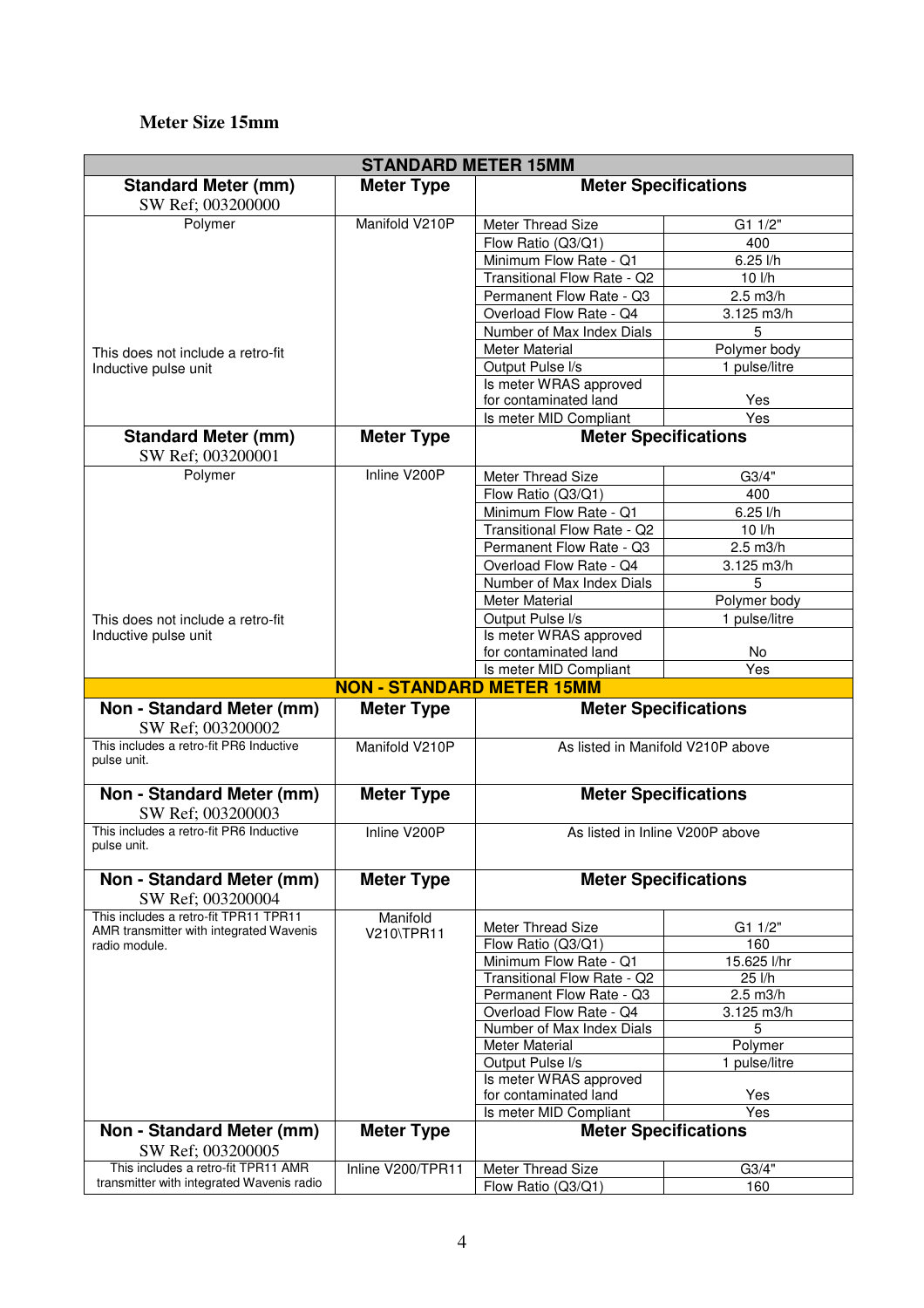## Meter Size 15mm

| STANDARD METER 15MM | | | |
|---|---|---|---|
| **Standard Meter (mm)** SW Ref; 003200000 | **Meter Type** | **Meter Specifications** | |
| Polymer | Manifold V210P | Meter Thread Size | G1 1/2" |
| | | Flow Ratio (Q3/Q1) | 400 |
| | | Minimum Flow Rate - Q1 | 6.25 l/h |
| | | Transitional Flow Rate - Q2 | 10 l/h |
| | | Permanent Flow Rate - Q3 | 2.5 m3/h |
| | | Overload Flow Rate - Q4 | 3.125 m3/h |
| | | Number of Max Index Dials | 5 |
| This does not include a retro-fit Inductive pulse unit | | Meter Material | Polymer body |
| | | Output Pulse l/s | 1 pulse/litre |
| | | Is meter WRAS approved for contaminated land | Yes |
| | | Is meter MID Compliant | Yes |
| **Standard Meter (mm)** SW Ref; 003200001 | **Meter Type** | **Meter Specifications** | |
| Polymer | Inline V200P | Meter Thread Size | G3/4" |
| | | Flow Ratio (Q3/Q1) | 400 |
| | | Minimum Flow Rate - Q1 | 6.25 l/h |
| | | Transitional Flow Rate - Q2 | 10 l/h |
| | | Permanent Flow Rate - Q3 | 2.5 m3/h |
| | | Overload Flow Rate - Q4 | 3.125 m3/h |
| | | Number of Max Index Dials | 5 |
| | | Meter Material | Polymer body |
| This does not include a retro-fit Inductive pulse unit | | Output Pulse l/s | 1 pulse/litre |
| | | Is meter WRAS approved for contaminated land | No |
| | | Is meter MID Compliant | Yes |
| **NON - STANDARD METER 15MM** | | | |
| **Non - Standard Meter (mm)** SW Ref; 003200002 | **Meter Type** | **Meter Specifications** | |
| This includes a retro-fit PR6 Inductive pulse unit. | Manifold V210P | As listed in Manifold V210P above | |
| **Non - Standard Meter (mm)** SW Ref; 003200003 | **Meter Type** | **Meter Specifications** | |
| This includes a retro-fit PR6 Inductive pulse unit. | Inline V200P | As listed in Inline V200P above | |
| **Non - Standard Meter (mm)** SW Ref; 003200004 | **Meter Type** | **Meter Specifications** | |
| This includes a retro-fit TPR11 TPR11 AMR transmitter with integrated Wavenis radio module. | Manifold V210\TPR11 | Meter Thread Size | G1 1/2" |
| | | Flow Ratio (Q3/Q1) | 160 |
| | | Minimum Flow Rate - Q1 | 15.625 l/hr |
| | | Transitional Flow Rate - Q2 | 25 l/h |
| | | Permanent Flow Rate - Q3 | 2.5 m3/h |
| | | Overload Flow Rate - Q4 | 3.125 m3/h |
| | | Number of Max Index Dials | 5 |
| | | Meter Material | Polymer |
| | | Output Pulse l/s | 1 pulse/litre |
| | | Is meter WRAS approved for contaminated land | Yes |
| | | Is meter MID Compliant | Yes |
| **Non - Standard Meter (mm)** SW Ref; 003200005 | **Meter Type** | **Meter Specifications** | |
| This includes a retro-fit TPR11 AMR transmitter with integrated Wavenis radio | Inline V200/TPR11 | Meter Thread Size | G3/4" |
| | | Flow Ratio (Q3/Q1) | 160 |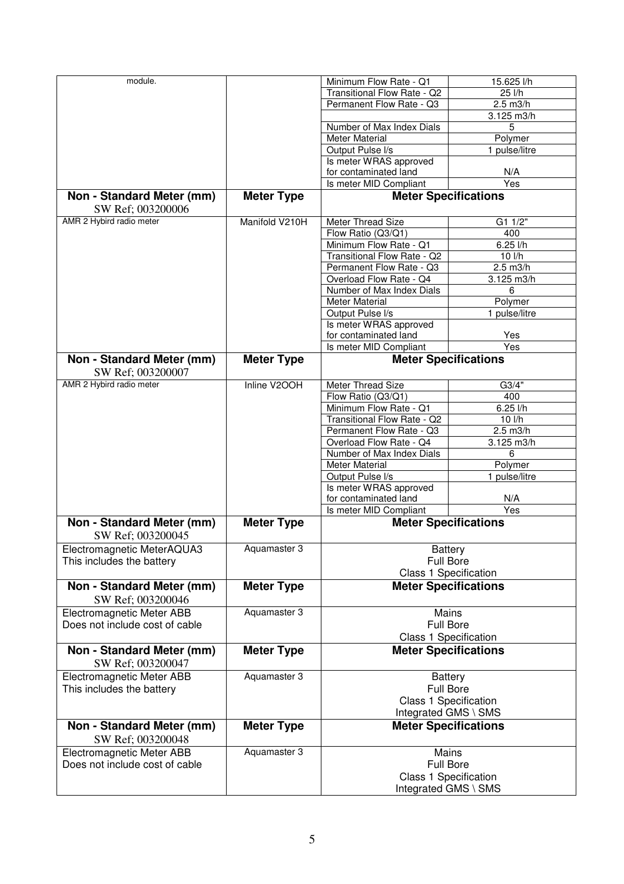| module. | | Minimum Flow Rate - Q1 | 15.625 l/h |
|---|---|---|---|
| | | Transitional Flow Rate - Q2 | 25 l/h |
| | | Permanent Flow Rate - Q3 | 2.5 m3/h |
| | | | 3.125 m3/h |
| | | Number of Max Index Dials | 5 |
| | | Meter Material | Polymer |
| | | Output Pulse l/s | 1 pulse/litre |
| | | Is meter WRAS approved for contaminated land | N/A |
| | | Is meter MID Compliant | Yes |
| **Non - Standard Meter (mm)** SW Ref; 003200006 | **Meter Type** | **Meter Specifications** | |
| AMR 2 Hybird radio meter | Manifold V210H | Meter Thread Size | G1 1/2" |
| | | Flow Ratio (Q3/Q1) | 400 |
| | | Minimum Flow Rate - Q1 | 6.25 l/h |
| | | Transitional Flow Rate - Q2 | 10 l/h |
| | | Permanent Flow Rate - Q3 | 2.5 m3/h |
| | | Overload Flow Rate - Q4 | 3.125 m3/h |
| | | Number of Max Index Dials | 6 |
| | | Meter Material | Polymer |
| | | Output Pulse l/s | 1 pulse/litre |
| | | Is meter WRAS approved for contaminated land | Yes |
| | | Is meter MID Compliant | Yes |
| **Non - Standard Meter (mm)** SW Ref; 003200007 | **Meter Type** | **Meter Specifications** | |
| AMR 2 Hybird radio meter | Inline V2OOH | Meter Thread Size | G3/4" |
| | | Flow Ratio (Q3/Q1) | 400 |
| | | Minimum Flow Rate - Q1 | 6.25 l/h |
| | | Transitional Flow Rate - Q2 | 10 l/h |
| | | Permanent Flow Rate - Q3 | 2.5 m3/h |
| | | Overload Flow Rate - Q4 | 3.125 m3/h |
| | | Number of Max Index Dials | 6 |
| | | Meter Material | Polymer |
| | | Output Pulse l/s | 1 pulse/litre |
| | | Is meter WRAS approved for contaminated land | N/A |
| | | Is meter MID Compliant | Yes |
| **Non - Standard Meter (mm)** SW Ref; 003200045 | **Meter Type** | **Meter Specifications** | |
| Electromagnetic MeterAQUA3 This includes the battery | Aquamaster 3 | Battery Full Bore Class 1 Specification | |
| **Non - Standard Meter (mm)** SW Ref; 003200046 | **Meter Type** | **Meter Specifications** | |
| Electromagnetic Meter ABB Does not include cost of cable | Aquamaster 3 | Mains Full Bore Class 1 Specification | |
| **Non - Standard Meter (mm)** SW Ref; 003200047 | **Meter Type** | **Meter Specifications** | |
| Electromagnetic Meter ABB This includes the battery | Aquamaster 3 | Battery Full Bore Class 1 Specification Integrated GMS \ SMS | |
| **Non - Standard Meter (mm)** SW Ref; 003200048 | **Meter Type** | **Meter Specifications** | |
| Electromagnetic Meter ABB Does not include cost of cable | Aquamaster 3 | Mains Full Bore Class 1 Specification Integrated GMS \ SMS | |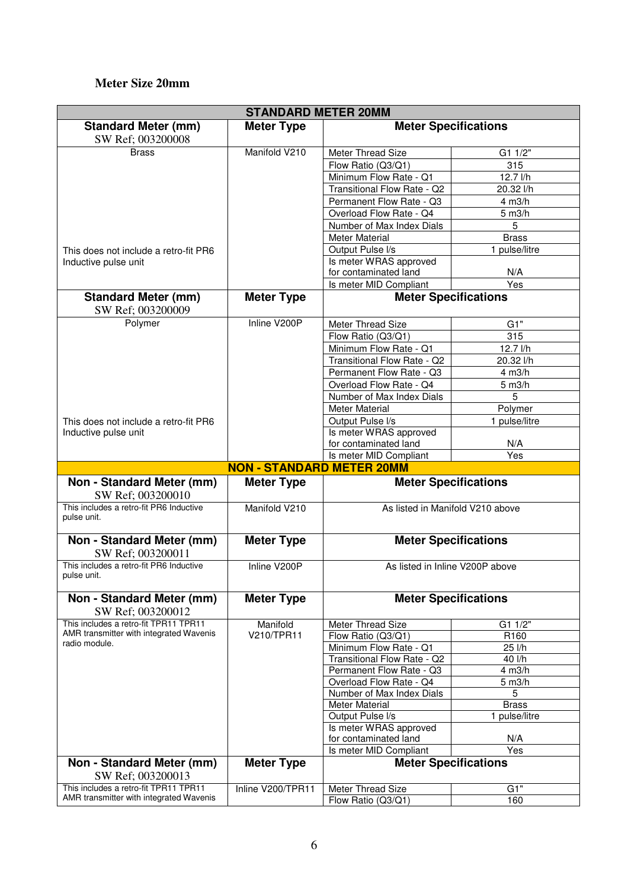## Meter Size 20mm

| STANDARD METER 20MM | | | |
|---|---|---|---|
| **Standard Meter (mm)** SW Ref; 003200008 | **Meter Type** | **Meter Specifications** | |
| Brass | Manifold V210 | Meter Thread Size | G1 1/2" |
| | | Flow Ratio (Q3/Q1) | 315 |
| | | Minimum Flow Rate - Q1 | 12.7 l/h |
| | | Transitional Flow Rate - Q2 | 20.32 l/h |
| | | Permanent Flow Rate - Q3 | 4 m3/h |
| | | Overload Flow Rate - Q4 | 5 m3/h |
| | | Number of Max Index Dials | 5 |
| | | Meter Material | Brass |
| This does not include a retro-fit PR6 Inductive pulse unit | | Output Pulse l/s | 1 pulse/litre |
| | | Is meter WRAS approved for contaminated land | N/A |
| | | Is meter MID Compliant | Yes |
| **Standard Meter (mm)** SW Ref; 003200009 | **Meter Type** | **Meter Specifications** | |
| Polymer | Inline V200P | Meter Thread Size | G1" |
| | | Flow Ratio (Q3/Q1) | 315 |
| | | Minimum Flow Rate - Q1 | 12.7 l/h |
| | | Transitional Flow Rate - Q2 | 20.32 l/h |
| | | Permanent Flow Rate - Q3 | 4 m3/h |
| | | Overload Flow Rate - Q4 | 5 m3/h |
| | | Number of Max Index Dials | 5 |
| | | Meter Material | Polymer |
| This does not include a retro-fit PR6 Inductive pulse unit | | Output Pulse l/s | 1 pulse/litre |
| | | Is meter WRAS approved for contaminated land | N/A |
| | | Is meter MID Compliant | Yes |
| **NON - STANDARD METER 20MM** | | | |
| **Non - Standard Meter (mm)** SW Ref; 003200010 | **Meter Type** | **Meter Specifications** | |
| This includes a retro-fit PR6 Inductive pulse unit. | Manifold V210 | As listed in Manifold V210 above | |
| **Non - Standard Meter (mm)** SW Ref; 003200011 | **Meter Type** | **Meter Specifications** | |
| This includes a retro-fit PR6 Inductive pulse unit. | Inline V200P | As listed in Inline V200P above | |
| **Non - Standard Meter (mm)** SW Ref; 003200012 | **Meter Type** | **Meter Specifications** | |
| This includes a retro-fit TPR11 TPR11 AMR transmitter with integrated Wavenis radio module. | Manifold V210/TPR11 | Meter Thread Size | G1 1/2" |
| | | Flow Ratio (Q3/Q1) | R160 |
| | | Minimum Flow Rate - Q1 | 25 l/h |
| | | Transitional Flow Rate - Q2 | 40 l/h |
| | | Permanent Flow Rate - Q3 | 4 m3/h |
| | | Overload Flow Rate - Q4 | 5 m3/h |
| | | Number of Max Index Dials | 5 |
| | | Meter Material | Brass |
| | | Output Pulse l/s | 1 pulse/litre |
| | | Is meter WRAS approved for contaminated land | N/A |
| | | Is meter MID Compliant | Yes |
| **Non - Standard Meter (mm)** SW Ref; 003200013 | **Meter Type** | **Meter Specifications** | |
| This includes a retro-fit TPR11 TPR11 AMR transmitter with integrated Wavenis | Inline V200/TPR11 | Meter Thread Size | G1" |
| | | Flow Ratio (Q3/Q1) | 160 |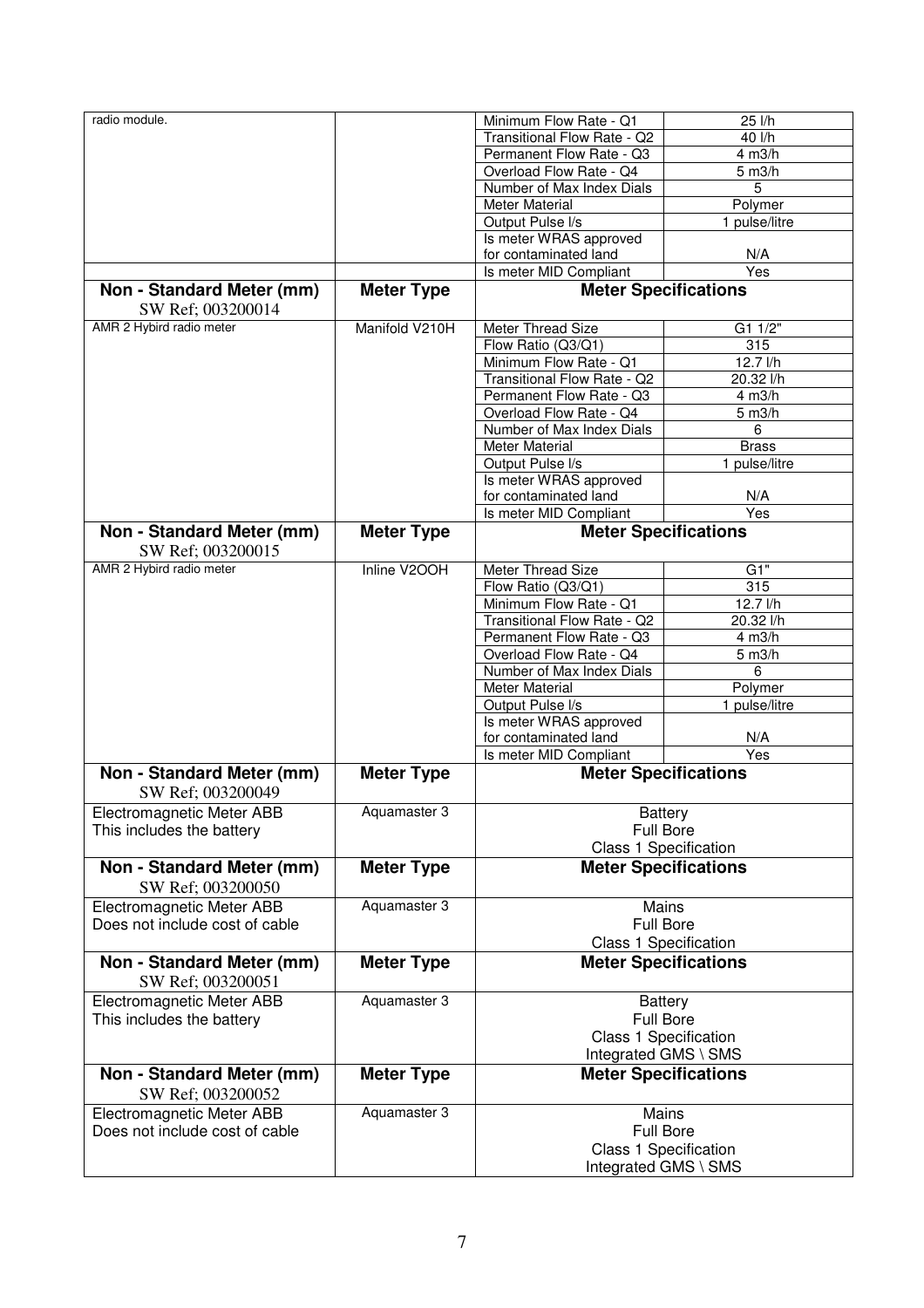| radio module. | | Minimum Flow Rate - Q1 | 25 l/h |
|---|---|---|---|
| | | Transitional Flow Rate - Q2 | 40 l/h |
| | | Permanent Flow Rate - Q3 | 4 m3/h |
| | | Overload Flow Rate - Q4 | 5 m3/h |
| | | Number of Max Index Dials | 5 |
| | | Meter Material | Polymer |
| | | Output Pulse l/s | 1 pulse/litre |
| | | Is meter WRAS approved for contaminated land | N/A |
| | | Is meter MID Compliant | Yes |

| **Non - Standard Meter (mm)** SW Ref; 003200014 | **Meter Type** | **Meter Specifications** | |
|---|---|---|---|
| AMR 2 Hybird radio meter | Manifold V210H | Meter Thread Size | G1 1/2" |
| | | Flow Ratio (Q3/Q1) | 315 |
| | | Minimum Flow Rate - Q1 | 12.7 l/h |
| | | Transitional Flow Rate - Q2 | 20.32 l/h |
| | | Permanent Flow Rate - Q3 | 4 m3/h |
| | | Overload Flow Rate - Q4 | 5 m3/h |
| | | Number of Max Index Dials | 6 |
| | | Meter Material | Brass |
| | | Output Pulse l/s | 1 pulse/litre |
| | | Is meter WRAS approved for contaminated land | N/A |
| | | Is meter MID Compliant | Yes |

| **Non - Standard Meter (mm)** SW Ref; 003200015 | **Meter Type** | **Meter Specifications** | |
|---|---|---|---|
| AMR 2 Hybird radio meter | Inline V2OOH | Meter Thread Size | G1" |
| | | Flow Ratio (Q3/Q1) | 315 |
| | | Minimum Flow Rate - Q1 | 12.7 l/h |
| | | Transitional Flow Rate - Q2 | 20.32 l/h |
| | | Permanent Flow Rate - Q3 | 4 m3/h |
| | | Overload Flow Rate - Q4 | 5 m3/h |
| | | Number of Max Index Dials | 6 |
| | | Meter Material | Polymer |
| | | Output Pulse l/s | 1 pulse/litre |
| | | Is meter WRAS approved for contaminated land | N/A |
| | | Is meter MID Compliant | Yes |

| **Non - Standard Meter (mm)** SW Ref; 003200049 | **Meter Type** | **Meter Specifications** |
|---|---|---|
| Electromagnetic Meter ABB This includes the battery | Aquamaster 3 | Battery Full Bore Class 1 Specification |

| **Non - Standard Meter (mm)** SW Ref; 003200050 | **Meter Type** | **Meter Specifications** |
|---|---|---|
| Electromagnetic Meter ABB Does not include cost of cable | Aquamaster 3 | Mains Full Bore Class 1 Specification |

| **Non - Standard Meter (mm)** SW Ref; 003200051 | **Meter Type** | **Meter Specifications** |
|---|---|---|
| Electromagnetic Meter ABB This includes the battery | Aquamaster 3 | Battery Full Bore Class 1 Specification Integrated GMS \ SMS |

| **Non - Standard Meter (mm)** SW Ref; 003200052 | **Meter Type** | **Meter Specifications** |
|---|---|---|
| Electromagnetic Meter ABB Does not include cost of cable | Aquamaster 3 | Mains Full Bore Class 1 Specification Integrated GMS \ SMS |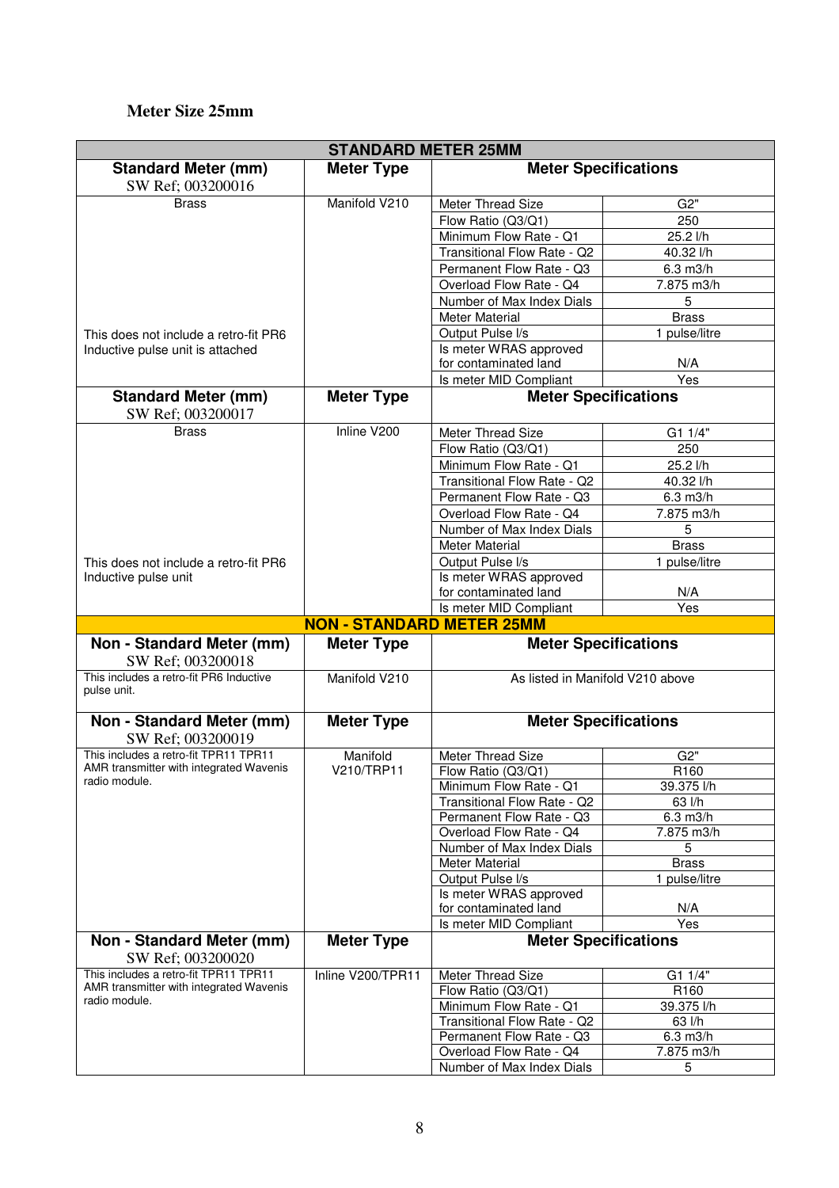## Meter Size 25mm

| STANDARD METER 25MM | | | |
|---|---|---|---|
| **Standard Meter (mm)** SW Ref; 003200016 | **Meter Type** | **Meter Specifications** | |
| Brass | Manifold V210 | Meter Thread Size | G2" |
| | | Flow Ratio (Q3/Q1) | 250 |
| | | Minimum Flow Rate - Q1 | 25.2 l/h |
| | | Transitional Flow Rate - Q2 | 40.32 l/h |
| | | Permanent Flow Rate - Q3 | 6.3 m3/h |
| | | Overload Flow Rate - Q4 | 7.875 m3/h |
| | | Number of Max Index Dials | 5 |
| | | Meter Material | Brass |
| This does not include a retro-fit PR6 Inductive pulse unit is attached | | Output Pulse l/s | 1 pulse/litre |
| | | Is meter WRAS approved for contaminated land | N/A |
| | | Is meter MID Compliant | Yes |
| **Standard Meter (mm)** SW Ref; 003200017 | **Meter Type** | **Meter Specifications** | |
| Brass | Inline V200 | Meter Thread Size | G1 1/4" |
| | | Flow Ratio (Q3/Q1) | 250 |
| | | Minimum Flow Rate - Q1 | 25.2 l/h |
| | | Transitional Flow Rate - Q2 | 40.32 l/h |
| | | Permanent Flow Rate - Q3 | 6.3 m3/h |
| | | Overload Flow Rate - Q4 | 7.875 m3/h |
| | | Number of Max Index Dials | 5 |
| | | Meter Material | Brass |
| This does not include a retro-fit PR6 Inductive pulse unit | | Output Pulse l/s | 1 pulse/litre |
| | | Is meter WRAS approved for contaminated land | N/A |
| | | Is meter MID Compliant | Yes |
| **NON - STANDARD METER 25MM** | | | |
| **Non - Standard Meter (mm)** SW Ref; 003200018 | **Meter Type** | **Meter Specifications** | |
| This includes a retro-fit PR6 Inductive pulse unit. | Manifold V210 | As listed in Manifold V210 above | |
| **Non - Standard Meter (mm)** SW Ref; 003200019 | **Meter Type** | **Meter Specifications** | |
| This includes a retro-fit TPR11 TPR11 AMR transmitter with integrated Wavenis radio module. | Manifold V210/TRP11 | Meter Thread Size | G2" |
| | | Flow Ratio (Q3/Q1) | R160 |
| | | Minimum Flow Rate - Q1 | 39.375 l/h |
| | | Transitional Flow Rate - Q2 | 63 l/h |
| | | Permanent Flow Rate - Q3 | 6.3 m3/h |
| | | Overload Flow Rate - Q4 | 7.875 m3/h |
| | | Number of Max Index Dials | 5 |
| | | Meter Material | Brass |
| | | Output Pulse l/s | 1 pulse/litre |
| | | Is meter WRAS approved for contaminated land | N/A |
| | | Is meter MID Compliant | Yes |
| **Non - Standard Meter (mm)** SW Ref; 003200020 | **Meter Type** | **Meter Specifications** | |
| This includes a retro-fit TPR11 TPR11 AMR transmitter with integrated Wavenis radio module. | Inline V200/TPR11 | Meter Thread Size | G1 1/4" |
| | | Flow Ratio (Q3/Q1) | R160 |
| | | Minimum Flow Rate - Q1 | 39.375 l/h |
| | | Transitional Flow Rate - Q2 | 63 l/h |
| | | Permanent Flow Rate - Q3 | 6.3 m3/h |
| | | Overload Flow Rate - Q4 | 7.875 m3/h |
| | | Number of Max Index Dials | 5 |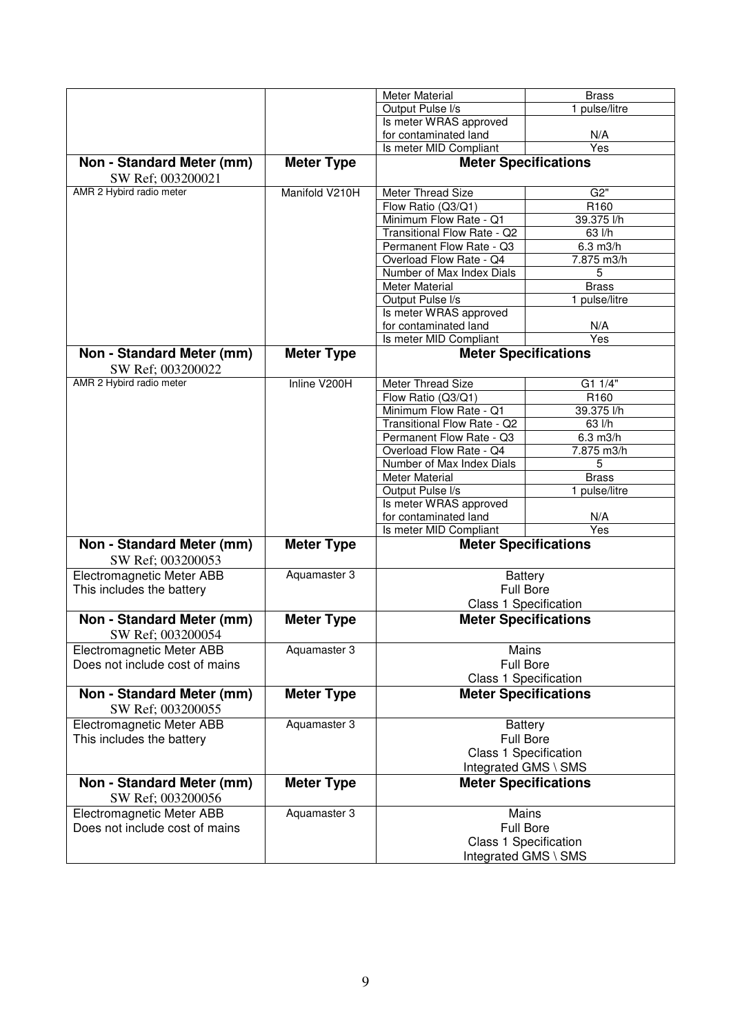| | | Meter Material | Brass |
|---|---|---|---|
| | | Output Pulse l/s | 1 pulse/litre |
| | | Is meter WRAS approved for contaminated land | N/A |
| | | Is meter MID Compliant | Yes |
| **Non - Standard Meter (mm)** SW Ref; 003200021 | **Meter Type** | **Meter Specifications** | |
| AMR 2 Hybird radio meter | Manifold V210H | Meter Thread Size | G2" |
| | | Flow Ratio (Q3/Q1) | R160 |
| | | Minimum Flow Rate - Q1 | 39.375 l/h |
| | | Transitional Flow Rate - Q2 | 63 l/h |
| | | Permanent Flow Rate - Q3 | 6.3 m3/h |
| | | Overload Flow Rate - Q4 | 7.875 m3/h |
| | | Number of Max Index Dials | 5 |
| | | Meter Material | Brass |
| | | Output Pulse l/s | 1 pulse/litre |
| | | Is meter WRAS approved for contaminated land | N/A |
| | | Is meter MID Compliant | Yes |
| **Non - Standard Meter (mm)** SW Ref; 003200022 | **Meter Type** | **Meter Specifications** | |
| AMR 2 Hybird radio meter | Inline V200H | Meter Thread Size | G1 1/4" |
| | | Flow Ratio (Q3/Q1) | R160 |
| | | Minimum Flow Rate - Q1 | 39.375 l/h |
| | | Transitional Flow Rate - Q2 | 63 l/h |
| | | Permanent Flow Rate - Q3 | 6.3 m3/h |
| | | Overload Flow Rate - Q4 | 7.875 m3/h |
| | | Number of Max Index Dials | 5 |
| | | Meter Material | Brass |
| | | Output Pulse l/s | 1 pulse/litre |
| | | Is meter WRAS approved for contaminated land | N/A |
| | | Is meter MID Compliant | Yes |
| **Non - Standard Meter (mm)** SW Ref; 003200053 | **Meter Type** | **Meter Specifications** | |
| Electromagnetic Meter ABB This includes the battery | Aquamaster 3 | Battery Full Bore Class 1 Specification | |
| **Non - Standard Meter (mm)** SW Ref; 003200054 | **Meter Type** | **Meter Specifications** | |
| Electromagnetic Meter ABB Does not include cost of mains | Aquamaster 3 | Mains Full Bore Class 1 Specification | |
| **Non - Standard Meter (mm)** SW Ref; 003200055 | **Meter Type** | **Meter Specifications** | |
| Electromagnetic Meter ABB This includes the battery | Aquamaster 3 | Battery Full Bore Class 1 Specification Integrated GMS \ SMS | |
| **Non - Standard Meter (mm)** SW Ref; 003200056 | **Meter Type** | **Meter Specifications** | |
| Electromagnetic Meter ABB Does not include cost of mains | Aquamaster 3 | Mains Full Bore Class 1 Specification Integrated GMS \ SMS | |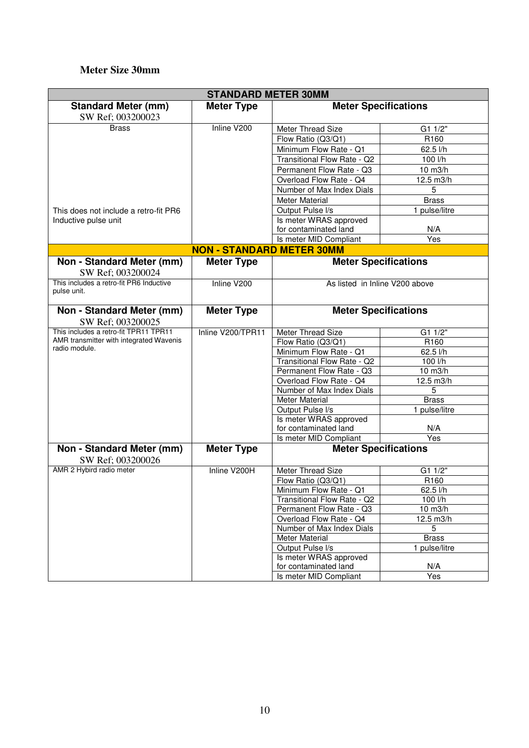**Meter Size 30mm**

| STANDARD METER 30MM | | | |
|---|---|---|---|
| **Standard Meter (mm)** SW Ref; 003200023 | **Meter Type** | **Meter Specifications** | |
| Brass | Inline V200 | Meter Thread Size | G1 1/2" |
| | | Flow Ratio (Q3/Q1) | R160 |
| | | Minimum Flow Rate - Q1 | 62.5 l/h |
| | | Transitional Flow Rate - Q2 | 100 l/h |
| | | Permanent Flow Rate - Q3 | 10 m3/h |
| | | Overload Flow Rate - Q4 | 12.5 m3/h |
| | | Number of Max Index Dials | 5 |
| | | Meter Material | Brass |
| This does not include a retro-fit PR6 Inductive pulse unit | | Output Pulse l/s | 1 pulse/litre |
| | | Is meter WRAS approved for contaminated land | N/A |
| | | Is meter MID Compliant | Yes |
| **NON - STANDARD METER 30MM** | | | |
| **Non - Standard Meter (mm)** SW Ref; 003200024 | **Meter Type** | **Meter Specifications** | |
| This includes a retro-fit PR6 Inductive pulse unit. | Inline V200 | As listed in Inline V200 above | |
| **Non - Standard Meter (mm)** SW Ref; 003200025 | **Meter Type** | **Meter Specifications** | |
| This includes a retro-fit TPR11 TPR11 AMR transmitter with integrated Wavenis radio module. | Inline V200/TPR11 | Meter Thread Size | G1 1/2" |
| | | Flow Ratio (Q3/Q1) | R160 |
| | | Minimum Flow Rate - Q1 | 62.5 l/h |
| | | Transitional Flow Rate - Q2 | 100 l/h |
| | | Permanent Flow Rate - Q3 | 10 m3/h |
| | | Overload Flow Rate - Q4 | 12.5 m3/h |
| | | Number of Max Index Dials | 5 |
| | | Meter Material | Brass |
| | | Output Pulse l/s | 1 pulse/litre |
| | | Is meter WRAS approved for contaminated land | N/A |
| | | Is meter MID Compliant | Yes |
| **Non - Standard Meter (mm)** SW Ref; 003200026 | **Meter Type** | **Meter Specifications** | |
| AMR 2 Hybird radio meter | Inline V200H | Meter Thread Size | G1 1/2" |
| | | Flow Ratio (Q3/Q1) | R160 |
| | | Minimum Flow Rate - Q1 | 62.5 l/h |
| | | Transitional Flow Rate - Q2 | 100 l/h |
| | | Permanent Flow Rate - Q3 | 10 m3/h |
| | | Overload Flow Rate - Q4 | 12.5 m3/h |
| | | Number of Max Index Dials | 5 |
| | | Meter Material | Brass |
| | | Output Pulse l/s | 1 pulse/litre |
| | | Is meter WRAS approved for contaminated land | N/A |
| | | Is meter MID Compliant | Yes |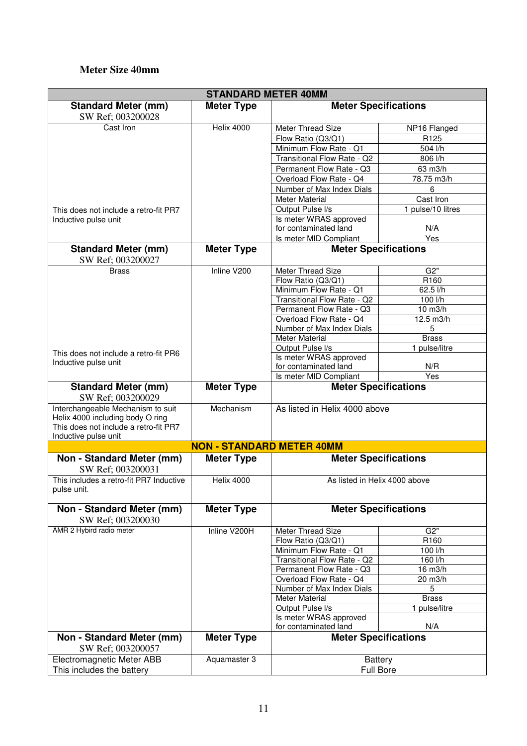**Meter Size 40mm**

| STANDARD METER 40MM | | | |
|---|---|---|---|
| **Standard Meter (mm)**<br>SW Ref; 003200028 | **Meter Type** | **Meter Specifications** | |
| Cast Iron<br><br>This does not include a retro-fit PR7 Inductive pulse unit | Helix 4000 | Meter Thread Size | NP16 Flanged |
| | | Flow Ratio (Q3/Q1) | R125 |
| | | Minimum Flow Rate - Q1 | 504 l/h |
| | | Transitional Flow Rate - Q2 | 806 l/h |
| | | Permanent Flow Rate - Q3 | 63 m3/h |
| | | Overload Flow Rate - Q4 | 78.75 m3/h |
| | | Number of Max Index Dials | 6 |
| | | Meter Material | Cast Iron |
| | | Output Pulse l/s | 1 pulse/10 litres |
| | | Is meter WRAS approved for contaminated land | N/A |
| | | Is meter MID Compliant | Yes |
| **Standard Meter (mm)**<br>SW Ref; 003200027 | **Meter Type** | **Meter Specifications** | |
| Brass<br><br>This does not include a retro-fit PR6 Inductive pulse unit | Inline V200 | Meter Thread Size | G2" |
| | | Flow Ratio (Q3/Q1) | R160 |
| | | Minimum Flow Rate - Q1 | 62.5 l/h |
| | | Transitional Flow Rate - Q2 | 100 l/h |
| | | Permanent Flow Rate - Q3 | 10 m3/h |
| | | Overload Flow Rate - Q4 | 12.5 m3/h |
| | | Number of Max Index Dials | 5 |
| | | Meter Material | Brass |
| | | Output Pulse l/s | 1 pulse/litre |
| | | Is meter WRAS approved for contaminated land | N/R |
| | | Is meter MID Compliant | Yes |
| **Standard Meter (mm)**<br>SW Ref; 003200029 | **Meter Type** | **Meter Specifications** | |
| Interchangeable Mechanism to suit Helix 4000 including body O ring<br>This does not include a retro-fit PR7 Inductive pulse unit | Mechanism | As listed in Helix 4000 above | |
| **NON - STANDARD METER 40MM** | | | |
| **Non - Standard Meter (mm)**<br>SW Ref; 003200031 | **Meter Type** | **Meter Specifications** | |
| This includes a retro-fit PR7 Inductive pulse unit. | Helix 4000 | As listed in Helix 4000 above | |
| **Non - Standard Meter (mm)**<br>SW Ref; 003200030 | **Meter Type** | **Meter Specifications** | |
| AMR 2 Hybird radio meter | Inline V200H | Meter Thread Size | G2" |
| | | Flow Ratio (Q3/Q1) | R160 |
| | | Minimum Flow Rate - Q1 | 100 l/h |
| | | Transitional Flow Rate - Q2 | 160 l/h |
| | | Permanent Flow Rate - Q3 | 16 m3/h |
| | | Overload Flow Rate - Q4 | 20 m3/h |
| | | Number of Max Index Dials | 5 |
| | | Meter Material | Brass |
| | | Output Pulse l/s | 1 pulse/litre |
| | | Is meter WRAS approved for contaminated land | N/A |
| **Non - Standard Meter (mm)**<br>SW Ref; 003200057 | **Meter Type** | **Meter Specifications** | |
| Electromagnetic Meter ABB<br>This includes the battery | Aquamaster 3 | Battery<br>Full Bore | |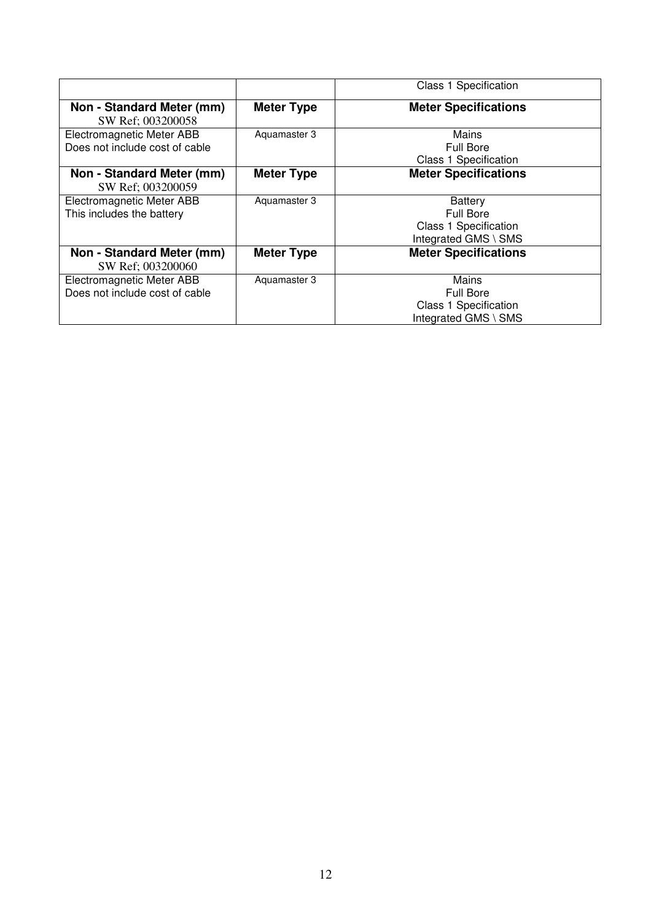| | | Class 1 Specification |
|---|---|---|
| **Non - Standard Meter (mm)**<br>SW Ref; 003200058 | **Meter Type** | **Meter Specifications** |
| Electromagnetic Meter ABB<br>Does not include cost of cable | Aquamaster 3 | Mains<br>Full Bore<br>Class 1 Specification |
| **Non - Standard Meter (mm)**<br>SW Ref; 003200059 | **Meter Type** | **Meter Specifications** |
| Electromagnetic Meter ABB<br>This includes the battery | Aquamaster 3 | Battery<br>Full Bore<br>Class 1 Specification<br>Integrated GMS \ SMS |
| **Non - Standard Meter (mm)**<br>SW Ref; 003200060 | **Meter Type** | **Meter Specifications** |
| Electromagnetic Meter ABB<br>Does not include cost of cable | Aquamaster 3 | Mains<br>Full Bore<br>Class 1 Specification<br>Integrated GMS \ SMS |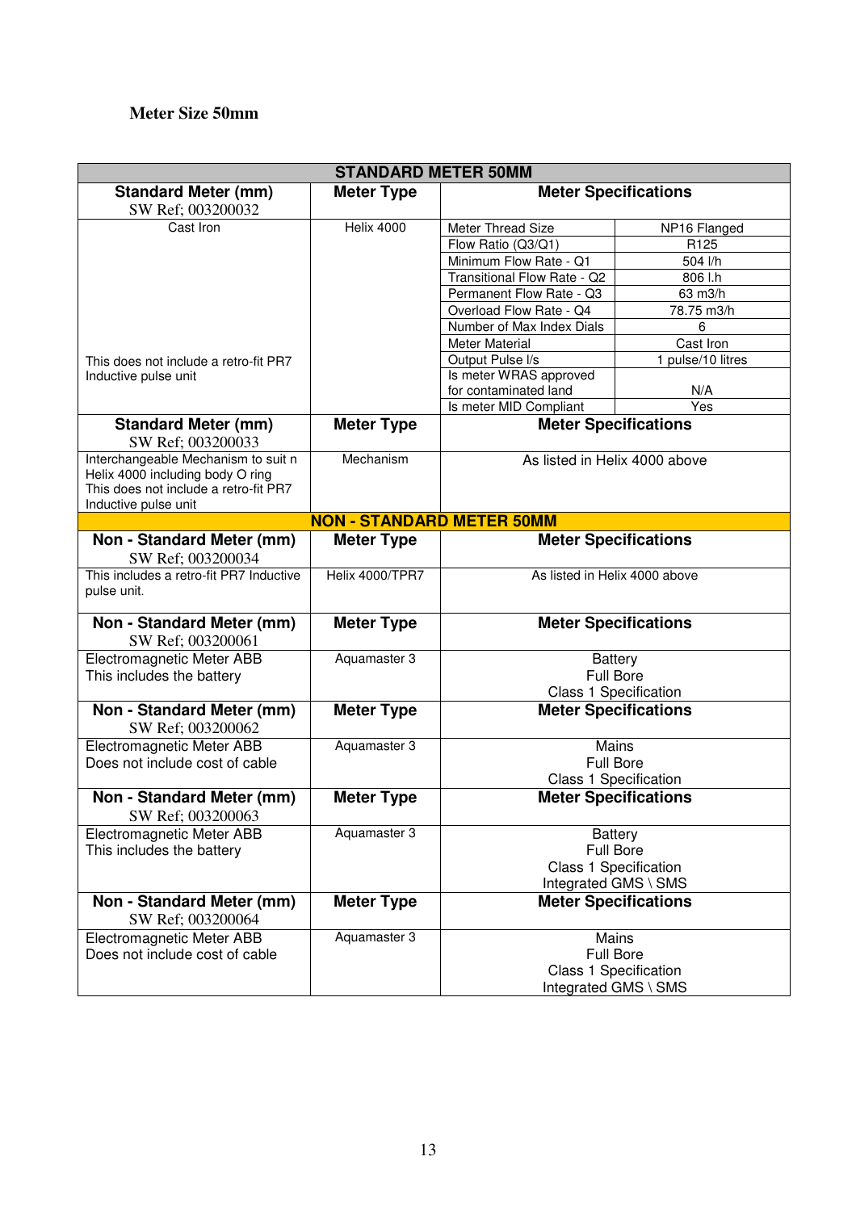**Meter Size 50mm**

| STANDARD METER 50MM | | | |
|---|---|---|---|
| **Standard Meter (mm)** SW Ref; 003200032 | **Meter Type** | **Meter Specifications** | |
| Cast Iron<br><br>This does not include a retro-fit PR7 Inductive pulse unit | Helix 4000 | Meter Thread Size | NP16 Flanged |
| | | Flow Ratio (Q3/Q1) | R125 |
| | | Minimum Flow Rate - Q1 | 504 l/h |
| | | Transitional Flow Rate - Q2 | 806 l.h |
| | | Permanent Flow Rate - Q3 | 63 m3/h |
| | | Overload Flow Rate - Q4 | 78.75 m3/h |
| | | Number of Max Index Dials | 6 |
| | | Meter Material | Cast Iron |
| | | Output Pulse l/s | 1 pulse/10 litres |
| | | Is meter WRAS approved for contaminated land | N/A |
| | | Is meter MID Compliant | Yes |
| **Standard Meter (mm)** SW Ref; 003200033 | **Meter Type** | **Meter Specifications** | |
| Interchangeable Mechanism to suit n Helix 4000 including body O ring This does not include a retro-fit PR7 Inductive pulse unit | Mechanism | As listed in Helix 4000 above | |
| **NON - STANDARD METER 50MM** | | | |
| **Non - Standard Meter (mm)** SW Ref; 003200034 | **Meter Type** | **Meter Specifications** | |
| This includes a retro-fit PR7 Inductive pulse unit. | Helix 4000/TPR7 | As listed in Helix 4000 above | |
| **Non - Standard Meter (mm)** SW Ref; 003200061 | **Meter Type** | **Meter Specifications** | |
| Electromagnetic Meter ABB This includes the battery | Aquamaster 3 | Battery<br>Full Bore<br>Class 1 Specification | |
| **Non - Standard Meter (mm)** SW Ref; 003200062 | **Meter Type** | **Meter Specifications** | |
| Electromagnetic Meter ABB Does not include cost of cable | Aquamaster 3 | Mains<br>Full Bore<br>Class 1 Specification | |
| **Non - Standard Meter (mm)** SW Ref; 003200063 | **Meter Type** | **Meter Specifications** | |
| Electromagnetic Meter ABB This includes the battery | Aquamaster 3 | Battery<br>Full Bore<br>Class 1 Specification<br>Integrated GMS \ SMS | |
| **Non - Standard Meter (mm)** SW Ref; 003200064 | **Meter Type** | **Meter Specifications** | |
| Electromagnetic Meter ABB Does not include cost of cable | Aquamaster 3 | Mains<br>Full Bore<br>Class 1 Specification<br>Integrated GMS \ SMS | |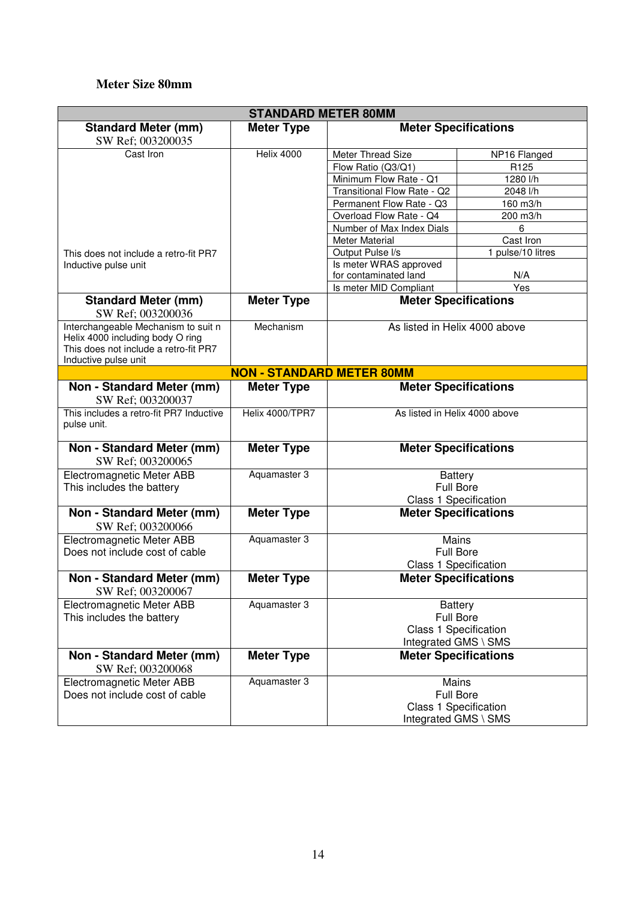**Meter Size 80mm**

| STANDARD METER 80MM | | | |
|---|---|---|---|
| **Standard Meter (mm)** SW Ref; 003200035 | **Meter Type** | **Meter Specifications** | |
| Cast Iron<br><br>This does not include a retro-fit PR7 Inductive pulse unit | Helix 4000 | Meter Thread Size | NP16 Flanged |
| | | Flow Ratio (Q3/Q1) | R125 |
| | | Minimum Flow Rate - Q1 | 1280 l/h |
| | | Transitional Flow Rate - Q2 | 2048 l/h |
| | | Permanent Flow Rate - Q3 | 160 m3/h |
| | | Overload Flow Rate - Q4 | 200 m3/h |
| | | Number of Max Index Dials | 6 |
| | | Meter Material | Cast Iron |
| | | Output Pulse l/s | 1 pulse/10 litres |
| | | Is meter WRAS approved for contaminated land | N/A |
| | | Is meter MID Compliant | Yes |
| **Standard Meter (mm)** SW Ref; 003200036 | **Meter Type** | **Meter Specifications** | |
| Interchangeable Mechanism to suit n Helix 4000 including body O ring This does not include a retro-fit PR7 Inductive pulse unit | Mechanism | As listed in Helix 4000 above | |
| **NON - STANDARD METER 80MM** | | | |
| **Non - Standard Meter (mm)** SW Ref; 003200037 | **Meter Type** | **Meter Specifications** | |
| This includes a retro-fit PR7 Inductive pulse unit. | Helix 4000/TPR7 | As listed in Helix 4000 above | |
| **Non - Standard Meter (mm)** SW Ref; 003200065 | **Meter Type** | **Meter Specifications** | |
| Electromagnetic Meter ABB This includes the battery | Aquamaster 3 | Battery<br>Full Bore<br>Class 1 Specification | |
| **Non - Standard Meter (mm)** SW Ref; 003200066 | **Meter Type** | **Meter Specifications** | |
| Electromagnetic Meter ABB Does not include cost of cable | Aquamaster 3 | Mains<br>Full Bore<br>Class 1 Specification | |
| **Non - Standard Meter (mm)** SW Ref; 003200067 | **Meter Type** | **Meter Specifications** | |
| Electromagnetic Meter ABB This includes the battery | Aquamaster 3 | Battery<br>Full Bore<br>Class 1 Specification<br>Integrated GMS \ SMS | |
| **Non - Standard Meter (mm)** SW Ref; 003200068 | **Meter Type** | **Meter Specifications** | |
| Electromagnetic Meter ABB Does not include cost of cable | Aquamaster 3 | Mains<br>Full Bore<br>Class 1 Specification<br>Integrated GMS \ SMS | |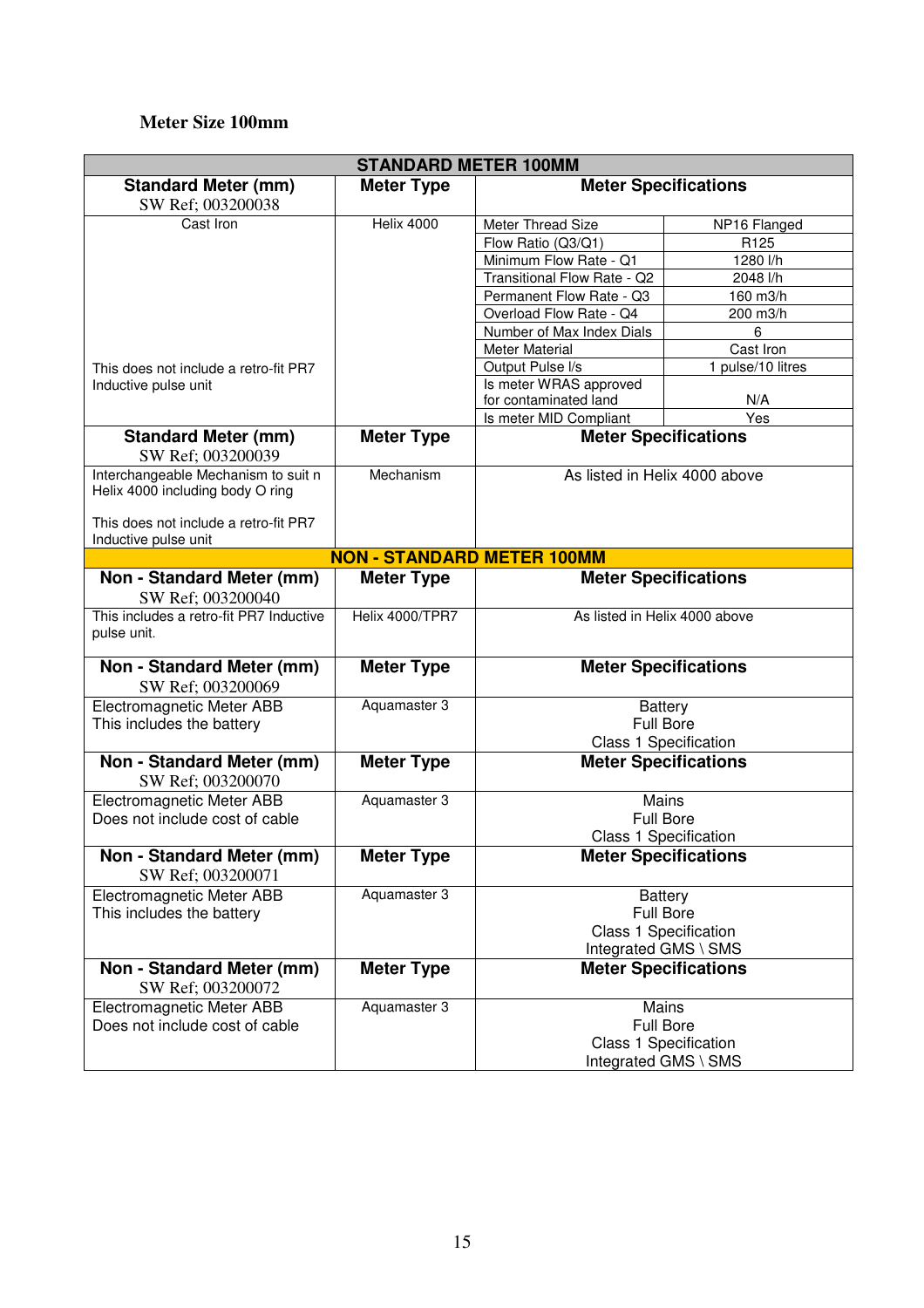### Meter Size 100mm

| STANDARD METER 100MM | | | |
|---|---|---|---|
| **Standard Meter (mm)** SW Ref; 003200038 | **Meter Type** | **Meter Specifications** | |
| Cast Iron<br><br>This does not include a retro-fit PR7 Inductive pulse unit | Helix 4000 | Meter Thread Size | NP16 Flanged |
| | | Flow Ratio (Q3/Q1) | R125 |
| | | Minimum Flow Rate - Q1 | 1280 l/h |
| | | Transitional Flow Rate - Q2 | 2048 l/h |
| | | Permanent Flow Rate - Q3 | 160 m3/h |
| | | Overload Flow Rate - Q4 | 200 m3/h |
| | | Number of Max Index Dials | 6 |
| | | Meter Material | Cast Iron |
| | | Output Pulse l/s | 1 pulse/10 litres |
| | | Is meter WRAS approved for contaminated land | N/A |
| | | Is meter MID Compliant | Yes |
| **Standard Meter (mm)** SW Ref; 003200039 | **Meter Type** | **Meter Specifications** | |
| Interchangeable Mechanism to suit n Helix 4000 including body O ring<br><br>This does not include a retro-fit PR7 Inductive pulse unit | Mechanism | As listed in Helix 4000 above | |
| **NON - STANDARD METER 100MM** | | | |
| **Non - Standard Meter (mm)** SW Ref; 003200040 | **Meter Type** | **Meter Specifications** | |
| This includes a retro-fit PR7 Inductive pulse unit. | Helix 4000/TPR7 | As listed in Helix 4000 above | |
| **Non - Standard Meter (mm)** SW Ref; 003200069 | **Meter Type** | **Meter Specifications** | |
| Electromagnetic Meter ABB<br>This includes the battery | Aquamaster 3 | Battery<br>Full Bore<br>Class 1 Specification | |
| **Non - Standard Meter (mm)** SW Ref; 003200070 | **Meter Type** | **Meter Specifications** | |
| Electromagnetic Meter ABB<br>Does not include cost of cable | Aquamaster 3 | Mains<br>Full Bore<br>Class 1 Specification | |
| **Non - Standard Meter (mm)** SW Ref; 003200071 | **Meter Type** | **Meter Specifications** | |
| Electromagnetic Meter ABB<br>This includes the battery | Aquamaster 3 | Battery<br>Full Bore<br>Class 1 Specification<br>Integrated GMS \ SMS | |
| **Non - Standard Meter (mm)** SW Ref; 003200072 | **Meter Type** | **Meter Specifications** | |
| Electromagnetic Meter ABB<br>Does not include cost of cable | Aquamaster 3 | Mains<br>Full Bore<br>Class 1 Specification<br>Integrated GMS \ SMS | |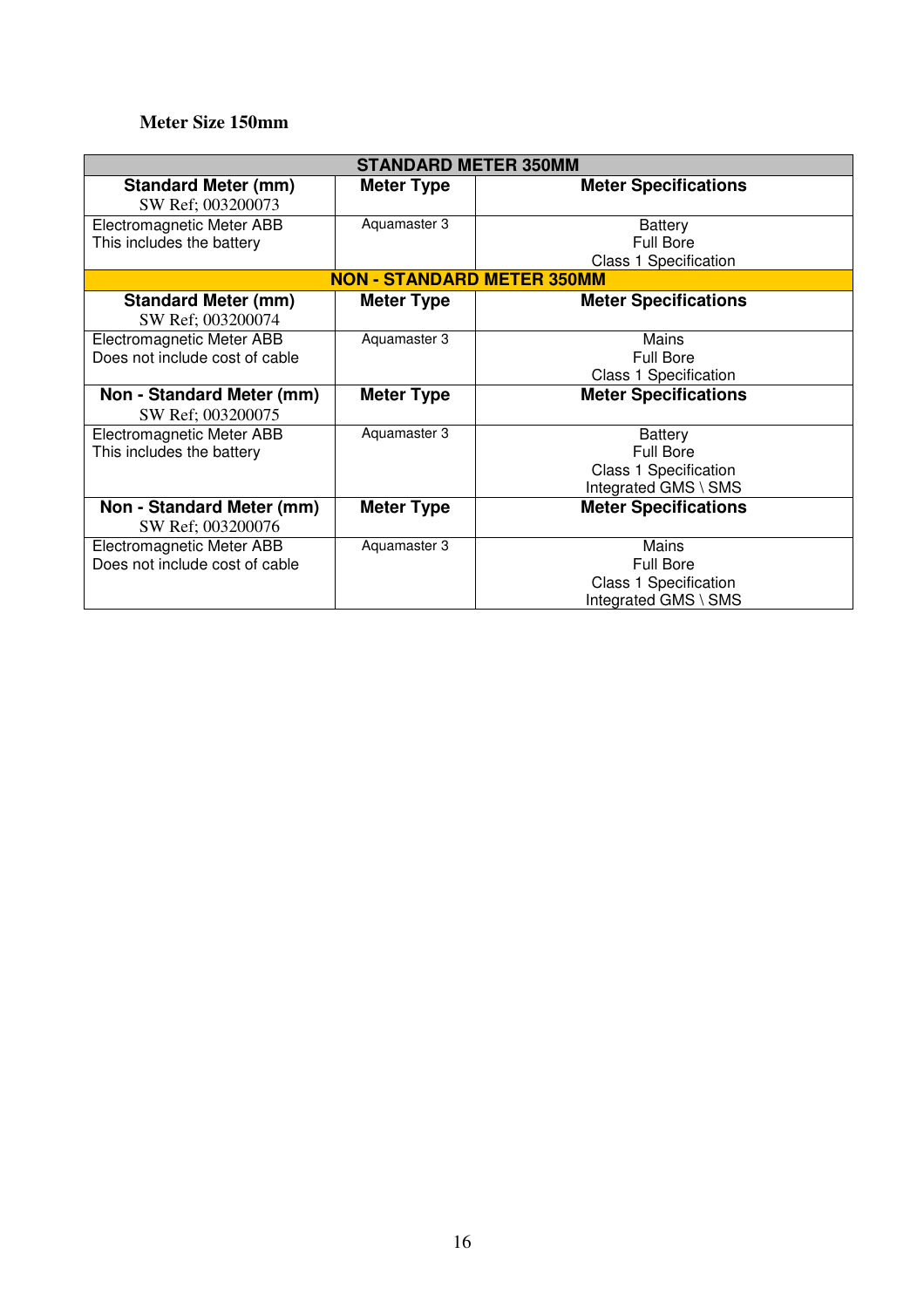**Meter Size 150mm**

| STANDARD METER 350MM | | |
|---|---|---|
| **Standard Meter (mm)** SW Ref; 003200073 | **Meter Type** | **Meter Specifications** |
| Electromagnetic Meter ABB This includes the battery | Aquamaster 3 | Battery Full Bore Class 1 Specification |
| **NON - STANDARD METER 350MM** | | |
| **Standard Meter (mm)** SW Ref; 003200074 | **Meter Type** | **Meter Specifications** |
| Electromagnetic Meter ABB Does not include cost of cable | Aquamaster 3 | Mains Full Bore Class 1 Specification |
| **Non - Standard Meter (mm)** SW Ref; 003200075 | **Meter Type** | **Meter Specifications** |
| Electromagnetic Meter ABB This includes the battery | Aquamaster 3 | Battery Full Bore Class 1 Specification Integrated GMS \ SMS |
| **Non - Standard Meter (mm)** SW Ref; 003200076 | **Meter Type** | **Meter Specifications** |
| Electromagnetic Meter ABB Does not include cost of cable | Aquamaster 3 | Mains Full Bore Class 1 Specification Integrated GMS \ SMS |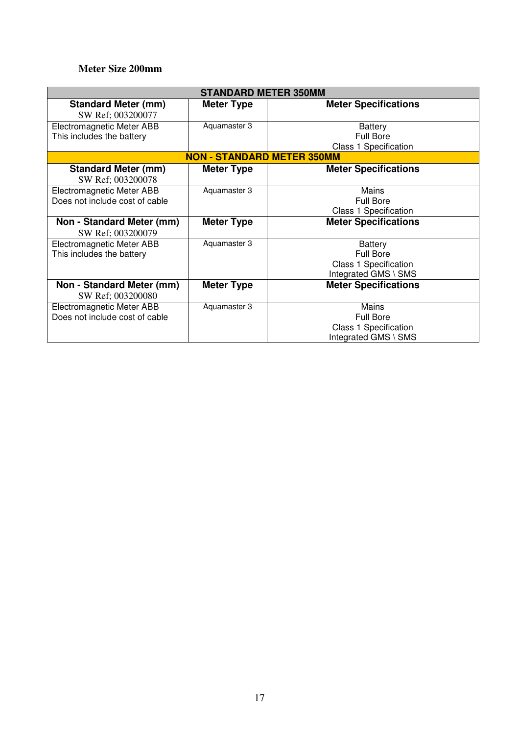**Meter Size 200mm**

| STANDARD METER 350MM | | |
|---|---|---|
| **Standard Meter (mm)** SW Ref; 003200077 | **Meter Type** | **Meter Specifications** |
| Electromagnetic Meter ABB This includes the battery | Aquamaster 3 | Battery Full Bore Class 1 Specification |
| **NON - STANDARD METER 350MM** | | |
| **Standard Meter (mm)** SW Ref; 003200078 | **Meter Type** | **Meter Specifications** |
| Electromagnetic Meter ABB Does not include cost of cable | Aquamaster 3 | Mains Full Bore Class 1 Specification |
| **Non - Standard Meter (mm)** SW Ref; 003200079 | **Meter Type** | **Meter Specifications** |
| Electromagnetic Meter ABB This includes the battery | Aquamaster 3 | Battery Full Bore Class 1 Specification Integrated GMS \ SMS |
| **Non - Standard Meter (mm)** SW Ref; 003200080 | **Meter Type** | **Meter Specifications** |
| Electromagnetic Meter ABB Does not include cost of cable | Aquamaster 3 | Mains Full Bore Class 1 Specification Integrated GMS \ SMS |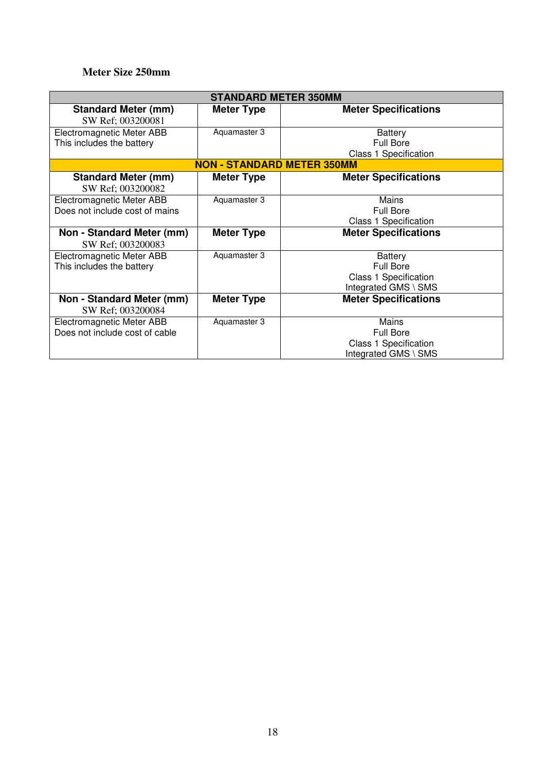**Meter Size 250mm**

| STANDARD METER 350MM | | |
|---|---|---|
| **Standard Meter (mm)** SW Ref; 003200081 | **Meter Type** | **Meter Specifications** |
| Electromagnetic Meter ABB This includes the battery | Aquamaster 3 | Battery Full Bore Class 1 Specification |
| **NON - STANDARD METER 350MM** | | |
| **Standard Meter (mm)** SW Ref; 003200082 | **Meter Type** | **Meter Specifications** |
| Electromagnetic Meter ABB Does not include cost of mains | Aquamaster 3 | Mains Full Bore Class 1 Specification |
| **Non - Standard Meter (mm)** SW Ref; 003200083 | **Meter Type** | **Meter Specifications** |
| Electromagnetic Meter ABB This includes the battery | Aquamaster 3 | Battery Full Bore Class 1 Specification Integrated GMS \ SMS |
| **Non - Standard Meter (mm)** SW Ref; 003200084 | **Meter Type** | **Meter Specifications** |
| Electromagnetic Meter ABB Does not include cost of cable | Aquamaster 3 | Mains Full Bore Class 1 Specification Integrated GMS \ SMS |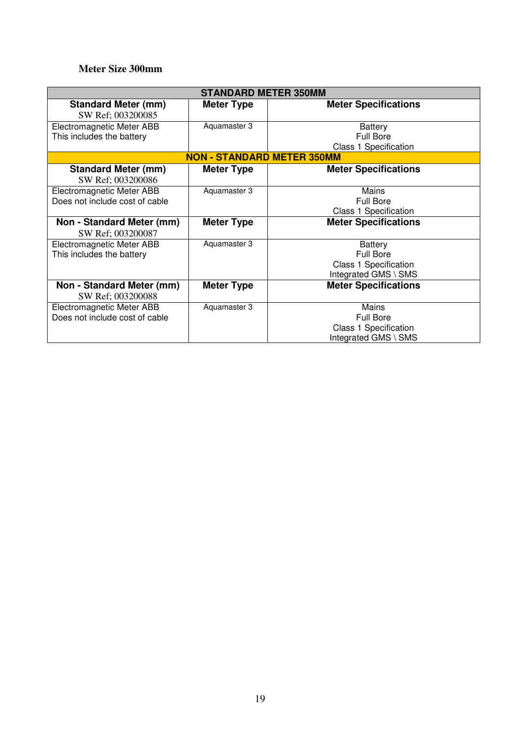**Meter Size 300mm**

| STANDARD METER 350MM | | |
|---|---|---|
| **Standard Meter (mm)**<br>SW Ref; 003200085 | **Meter Type** | **Meter Specifications** |
| Electromagnetic Meter ABB<br>This includes the battery | Aquamaster 3 | Battery<br>Full Bore<br>Class 1 Specification |
| **NON - STANDARD METER 350MM** | | |
| **Standard Meter (mm)**<br>SW Ref; 003200086 | **Meter Type** | **Meter Specifications** |
| Electromagnetic Meter ABB<br>Does not include cost of cable | Aquamaster 3 | Mains<br>Full Bore<br>Class 1 Specification |
| **Non - Standard Meter (mm)**<br>SW Ref; 003200087 | **Meter Type** | **Meter Specifications** |
| Electromagnetic Meter ABB<br>This includes the battery | Aquamaster 3 | Battery<br>Full Bore<br>Class 1 Specification<br>Integrated GMS \ SMS |
| **Non - Standard Meter (mm)**<br>SW Ref; 003200088 | **Meter Type** | **Meter Specifications** |
| Electromagnetic Meter ABB<br>Does not include cost of cable | Aquamaster 3 | Mains<br>Full Bore<br>Class 1 Specification<br>Integrated GMS \ SMS |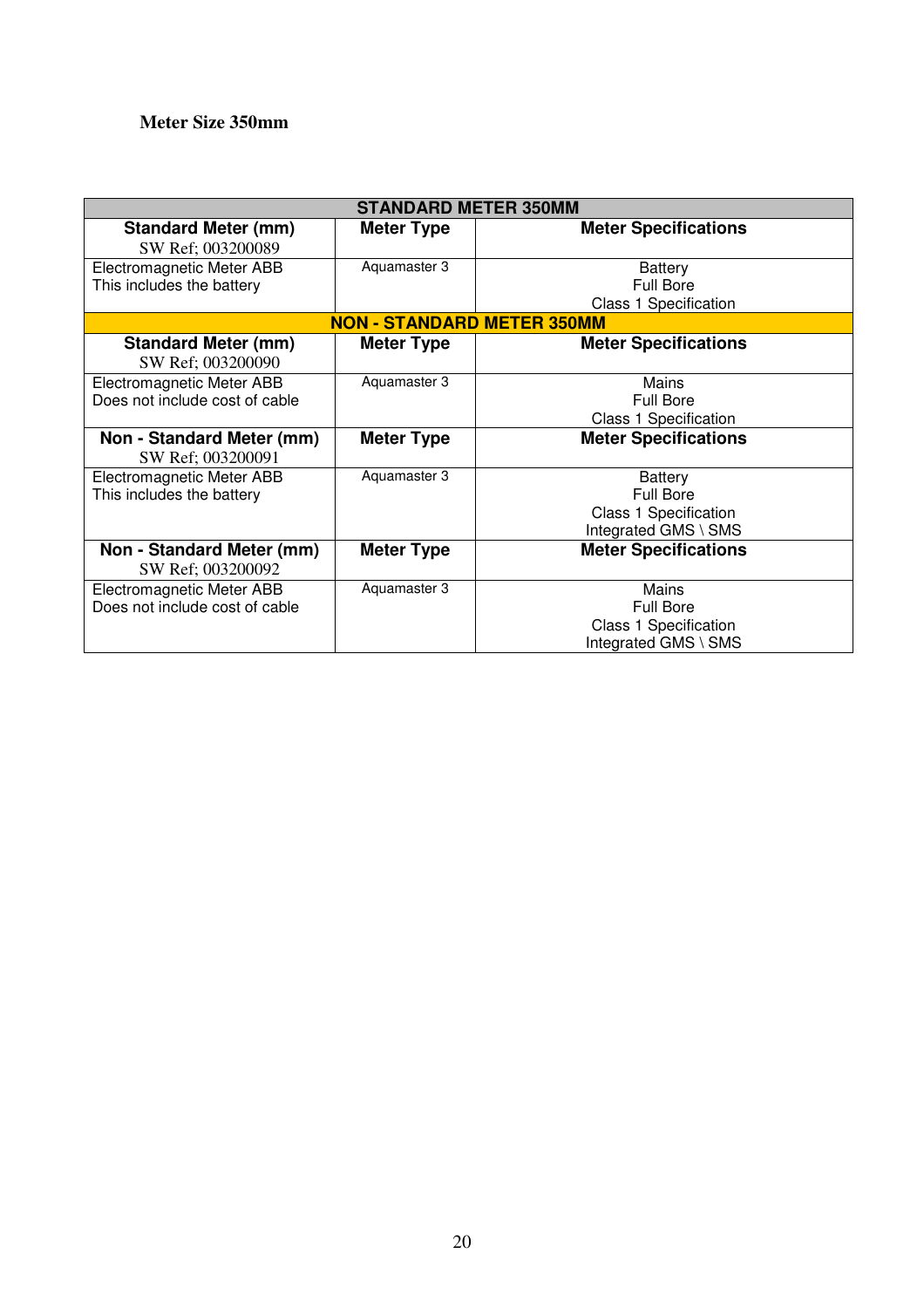**Meter Size 350mm**

| STANDARD METER 350MM | | |
|---|---|---|
| **Standard Meter (mm)**<br>SW Ref; 003200089 | **Meter Type** | **Meter Specifications** |
| Electromagnetic Meter ABB<br>This includes the battery | Aquamaster 3 | Battery<br>Full Bore<br>Class 1 Specification |
| **NON - STANDARD METER 350MM** | | |
| **Standard Meter (mm)**<br>SW Ref; 003200090 | **Meter Type** | **Meter Specifications** |
| Electromagnetic Meter ABB<br>Does not include cost of cable | Aquamaster 3 | Mains<br>Full Bore<br>Class 1 Specification |
| **Non - Standard Meter (mm)**<br>SW Ref; 003200091 | **Meter Type** | **Meter Specifications** |
| Electromagnetic Meter ABB<br>This includes the battery | Aquamaster 3 | Battery<br>Full Bore<br>Class 1 Specification<br>Integrated GMS \ SMS |
| **Non - Standard Meter (mm)**<br>SW Ref; 003200092 | **Meter Type** | **Meter Specifications** |
| Electromagnetic Meter ABB<br>Does not include cost of cable | Aquamaster 3 | Mains<br>Full Bore<br>Class 1 Specification<br>Integrated GMS \ SMS |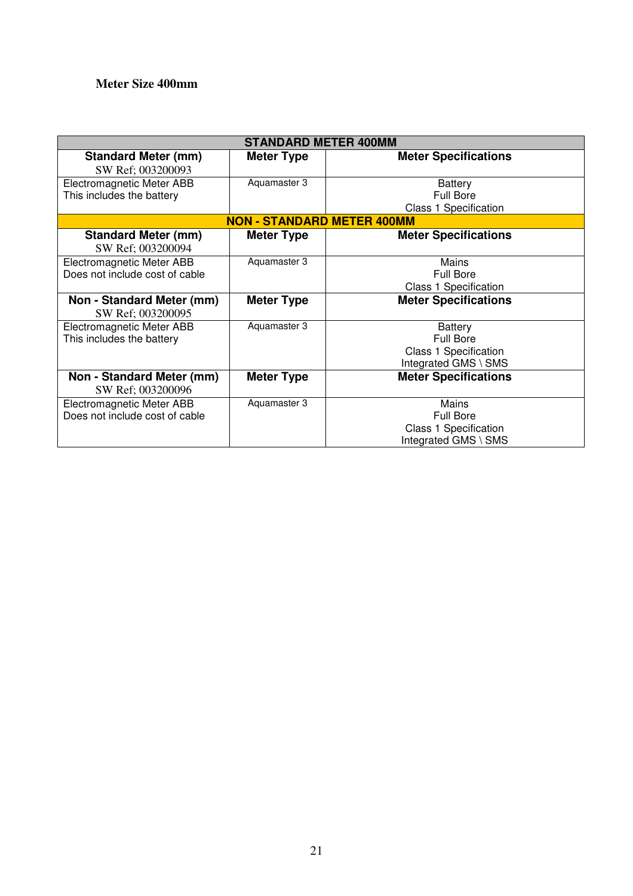**Meter Size 400mm**

| STANDARD METER 400MM | | |
|---|---|---|
| **Standard Meter (mm)** SW Ref; 003200093 | **Meter Type** | **Meter Specifications** |
| Electromagnetic Meter ABB This includes the battery | Aquamaster 3 | Battery Full Bore Class 1 Specification |
| **NON - STANDARD METER 400MM** | | |
| **Standard Meter (mm)** SW Ref; 003200094 | **Meter Type** | **Meter Specifications** |
| Electromagnetic Meter ABB Does not include cost of cable | Aquamaster 3 | Mains Full Bore Class 1 Specification |
| **Non - Standard Meter (mm)** SW Ref; 003200095 | **Meter Type** | **Meter Specifications** |
| Electromagnetic Meter ABB This includes the battery | Aquamaster 3 | Battery Full Bore Class 1 Specification Integrated GMS \ SMS |
| **Non - Standard Meter (mm)** SW Ref; 003200096 | **Meter Type** | **Meter Specifications** |
| Electromagnetic Meter ABB Does not include cost of cable | Aquamaster 3 | Mains Full Bore Class 1 Specification Integrated GMS \ SMS |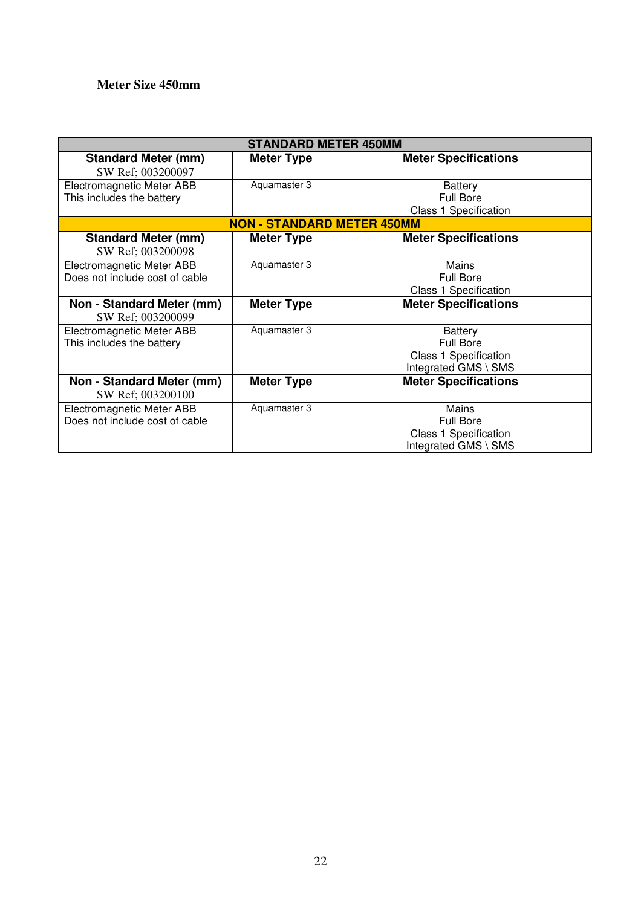**Meter Size 450mm**

| STANDARD METER 450MM | | |
|---|---|---|
| **Standard Meter (mm)**<br>SW Ref; 003200097 | **Meter Type** | **Meter Specifications** |
| Electromagnetic Meter ABB<br>This includes the battery | Aquamaster 3 | Battery<br>Full Bore<br>Class 1 Specification |
| **NON - STANDARD METER 450MM** | | |
| **Standard Meter (mm)**<br>SW Ref; 003200098 | **Meter Type** | **Meter Specifications** |
| Electromagnetic Meter ABB<br>Does not include cost of cable | Aquamaster 3 | Mains<br>Full Bore<br>Class 1 Specification |
| **Non - Standard Meter (mm)**<br>SW Ref; 003200099 | **Meter Type** | **Meter Specifications** |
| Electromagnetic Meter ABB<br>This includes the battery | Aquamaster 3 | Battery<br>Full Bore<br>Class 1 Specification<br>Integrated GMS \ SMS |
| **Non - Standard Meter (mm)**<br>SW Ref; 003200100 | **Meter Type** | **Meter Specifications** |
| Electromagnetic Meter ABB<br>Does not include cost of cable | Aquamaster 3 | Mains<br>Full Bore<br>Class 1 Specification<br>Integrated GMS \ SMS |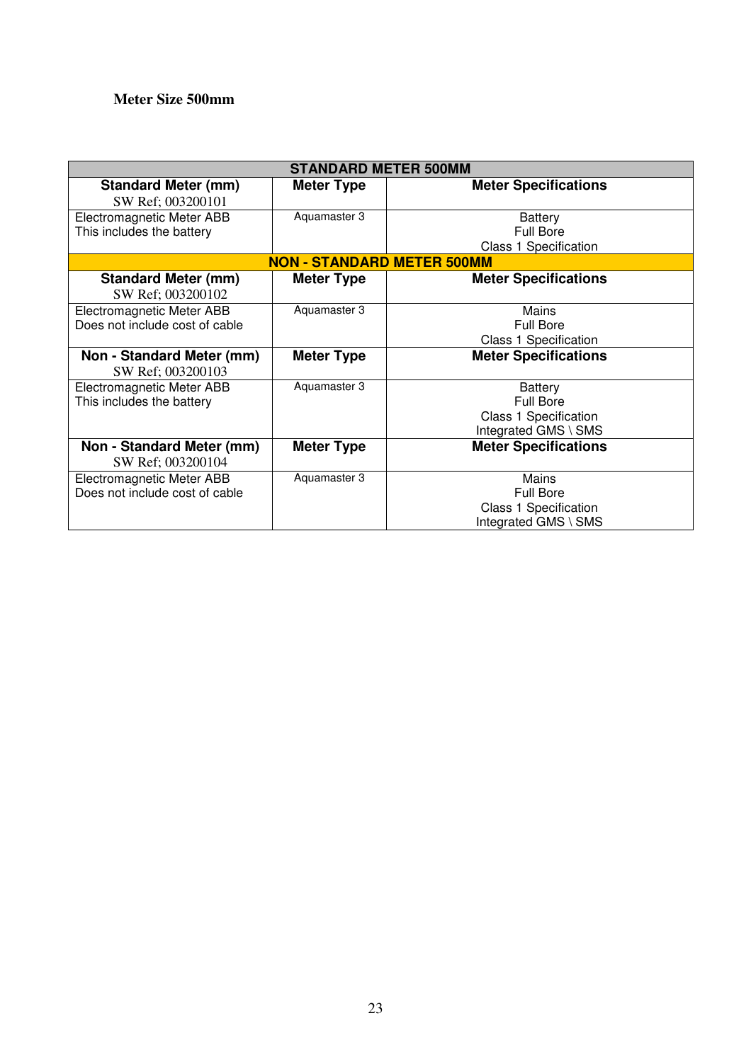**Meter Size 500mm**

| STANDARD METER 500MM | | |
|---|---|---|
| **Standard Meter (mm)** SW Ref; 003200101 | **Meter Type** | **Meter Specifications** |
| Electromagnetic Meter ABB This includes the battery | Aquamaster 3 | Battery Full Bore Class 1 Specification |
| **NON - STANDARD METER 500MM** | | |
| **Standard Meter (mm)** SW Ref; 003200102 | **Meter Type** | **Meter Specifications** |
| Electromagnetic Meter ABB Does not include cost of cable | Aquamaster 3 | Mains Full Bore Class 1 Specification |
| **Non - Standard Meter (mm)** SW Ref; 003200103 | **Meter Type** | **Meter Specifications** |
| Electromagnetic Meter ABB This includes the battery | Aquamaster 3 | Battery Full Bore Class 1 Specification Integrated GMS \ SMS |
| **Non - Standard Meter (mm)** SW Ref; 003200104 | **Meter Type** | **Meter Specifications** |
| Electromagnetic Meter ABB Does not include cost of cable | Aquamaster 3 | Mains Full Bore Class 1 Specification Integrated GMS \ SMS |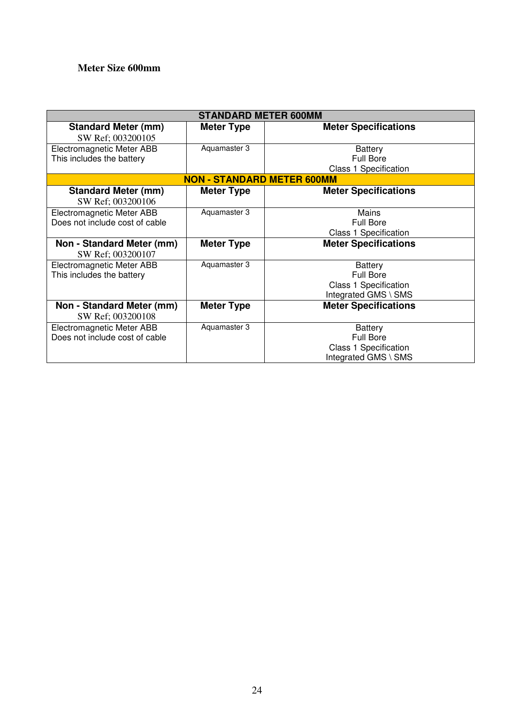**Meter Size 600mm**

| STANDARD METER 600MM | | |
|---|---|---|
| **Standard Meter (mm)**<br>SW Ref; 003200105 | **Meter Type** | **Meter Specifications** |
| Electromagnetic Meter ABB<br>This includes the battery | Aquamaster 3 | Battery<br>Full Bore<br>Class 1 Specification |
| **NON - STANDARD METER 600MM** | | |
| **Standard Meter (mm)**<br>SW Ref; 003200106 | **Meter Type** | **Meter Specifications** |
| Electromagnetic Meter ABB<br>Does not include cost of cable | Aquamaster 3 | Mains<br>Full Bore<br>Class 1 Specification |
| **Non - Standard Meter (mm)**<br>SW Ref; 003200107 | **Meter Type** | **Meter Specifications** |
| Electromagnetic Meter ABB<br>This includes the battery | Aquamaster 3 | Battery<br>Full Bore<br>Class 1 Specification<br>Integrated GMS \ SMS |
| **Non - Standard Meter (mm)**<br>SW Ref; 003200108 | **Meter Type** | **Meter Specifications** |
| Electromagnetic Meter ABB<br>Does not include cost of cable | Aquamaster 3 | Battery<br>Full Bore<br>Class 1 Specification<br>Integrated GMS \ SMS |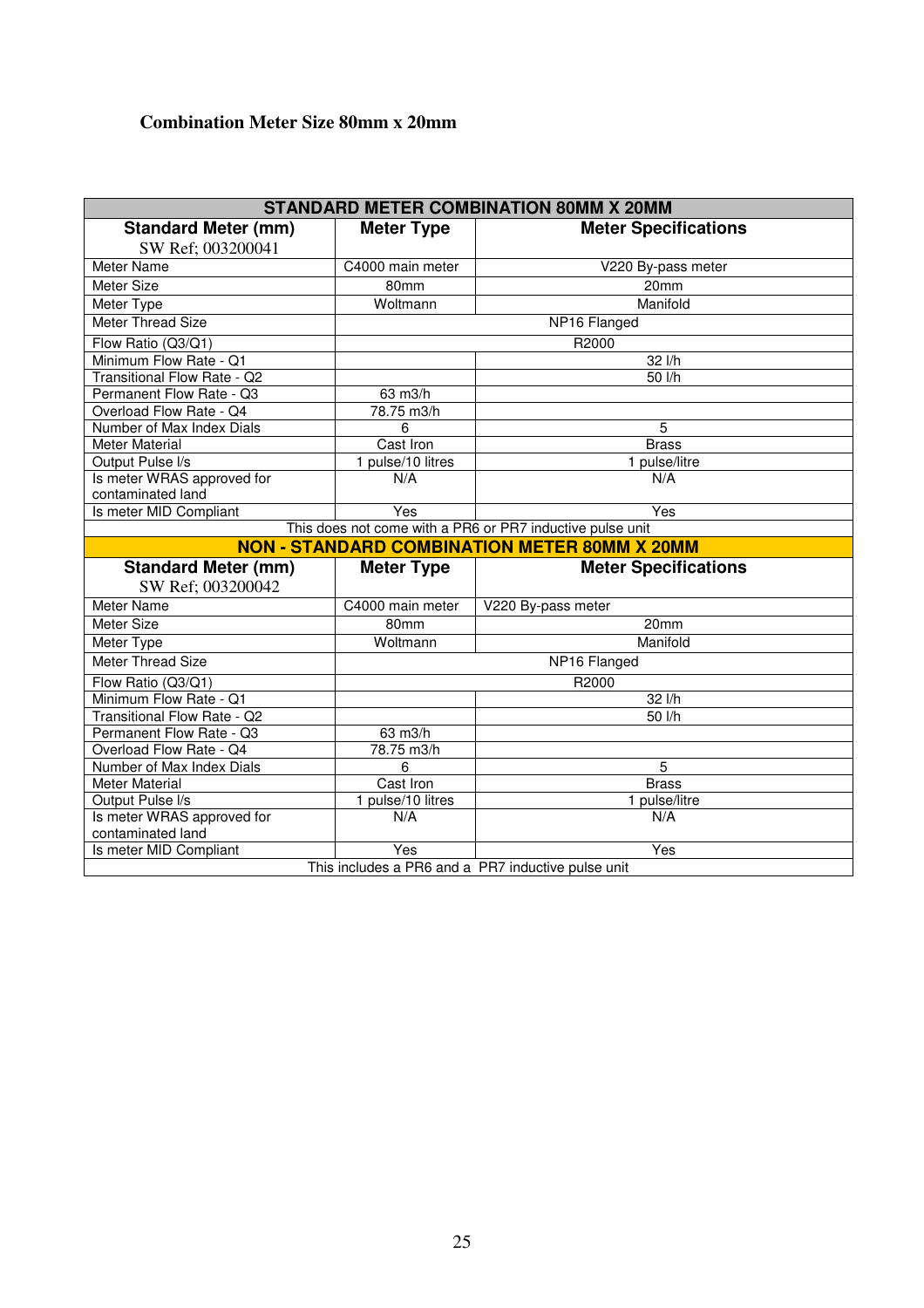### Combination Meter Size 80mm x 20mm

| STANDARD METER COMBINATION 80MM X 20MM | | |
|---|---|---|
| **Standard Meter (mm)** SW Ref; 003200041 | **Meter Type** | **Meter Specifications** |
| Meter Name | C4000 main meter | V220 By-pass meter |
| Meter Size | 80mm | 20mm |
| Meter Type | Woltmann | Manifold |
| Meter Thread Size | NP16 Flanged | |
| Flow Ratio (Q3/Q1) | R2000 | |
| Minimum Flow Rate - Q1 | | 32 l/h |
| Transitional Flow Rate - Q2 | | 50 l/h |
| Permanent Flow Rate - Q3 | 63 m3/h | |
| Overload Flow Rate - Q4 | 78.75 m3/h | |
| Number of Max Index Dials | 6 | 5 |
| Meter Material | Cast Iron | Brass |
| Output Pulse l/s | 1 pulse/10 litres | 1 pulse/litre |
| Is meter WRAS approved for contaminated land | N/A | N/A |
| Is meter MID Compliant | Yes | Yes |
| This does not come with a PR6 or PR7 inductive pulse unit | | |
| **NON - STANDARD COMBINATION METER 80MM X 20MM** | | |
| **Standard Meter (mm)** SW Ref; 003200042 | **Meter Type** | **Meter Specifications** |
| Meter Name | C4000 main meter | V220 By-pass meter |
| Meter Size | 80mm | 20mm |
| Meter Type | Woltmann | Manifold |
| Meter Thread Size | NP16 Flanged | |
| Flow Ratio (Q3/Q1) | R2000 | |
| Minimum Flow Rate - Q1 | | 32 l/h |
| Transitional Flow Rate - Q2 | | 50 l/h |
| Permanent Flow Rate - Q3 | 63 m3/h | |
| Overload Flow Rate - Q4 | 78.75 m3/h | |
| Number of Max Index Dials | 6 | 5 |
| Meter Material | Cast Iron | Brass |
| Output Pulse l/s | 1 pulse/10 litres | 1 pulse/litre |
| Is meter WRAS approved for contaminated land | N/A | N/A |
| Is meter MID Compliant | Yes | Yes |
| This includes a PR6 and a PR7 inductive pulse unit | | |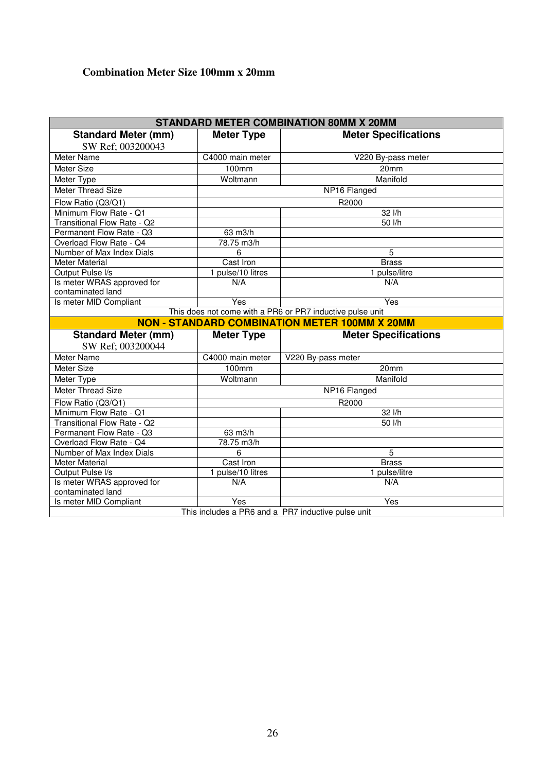**Combination Meter Size 100mm x 20mm**

| STANDARD METER COMBINATION 80MM X 20MM | | |
|---|---|---|
| **Standard Meter (mm)** SW Ref; 003200043 | **Meter Type** | **Meter Specifications** |
| Meter Name | C4000 main meter | V220 By-pass meter |
| Meter Size | 100mm | 20mm |
| Meter Type | Woltmann | Manifold |
| Meter Thread Size | NP16 Flanged | |
| Flow Ratio (Q3/Q1) | R2000 | |
| Minimum Flow Rate - Q1 | | 32 l/h |
| Transitional Flow Rate - Q2 | | 50 l/h |
| Permanent Flow Rate - Q3 | 63 m3/h | |
| Overload Flow Rate - Q4 | 78.75 m3/h | |
| Number of Max Index Dials | 6 | 5 |
| Meter Material | Cast Iron | Brass |
| Output Pulse l/s | 1 pulse/10 litres | 1 pulse/litre |
| Is meter WRAS approved for contaminated land | N/A | N/A |
| Is meter MID Compliant | Yes | Yes |
| This does not come with a PR6 or PR7 inductive pulse unit | | |
| **NON - STANDARD COMBINATION METER 100MM X 20MM** | | |
| **Standard Meter (mm)** SW Ref; 003200044 | **Meter Type** | **Meter Specifications** |
| Meter Name | C4000 main meter | V220 By-pass meter |
| Meter Size | 100mm | 20mm |
| Meter Type | Woltmann | Manifold |
| Meter Thread Size | NP16 Flanged | |
| Flow Ratio (Q3/Q1) | R2000 | |
| Minimum Flow Rate - Q1 | | 32 l/h |
| Transitional Flow Rate - Q2 | | 50 l/h |
| Permanent Flow Rate - Q3 | 63 m3/h | |
| Overload Flow Rate - Q4 | 78.75 m3/h | |
| Number of Max Index Dials | 6 | 5 |
| Meter Material | Cast Iron | Brass |
| Output Pulse l/s | 1 pulse/10 litres | 1 pulse/litre |
| Is meter WRAS approved for contaminated land | N/A | N/A |
| Is meter MID Compliant | Yes | Yes |
| This includes a PR6 and a PR7 inductive pulse unit | | |